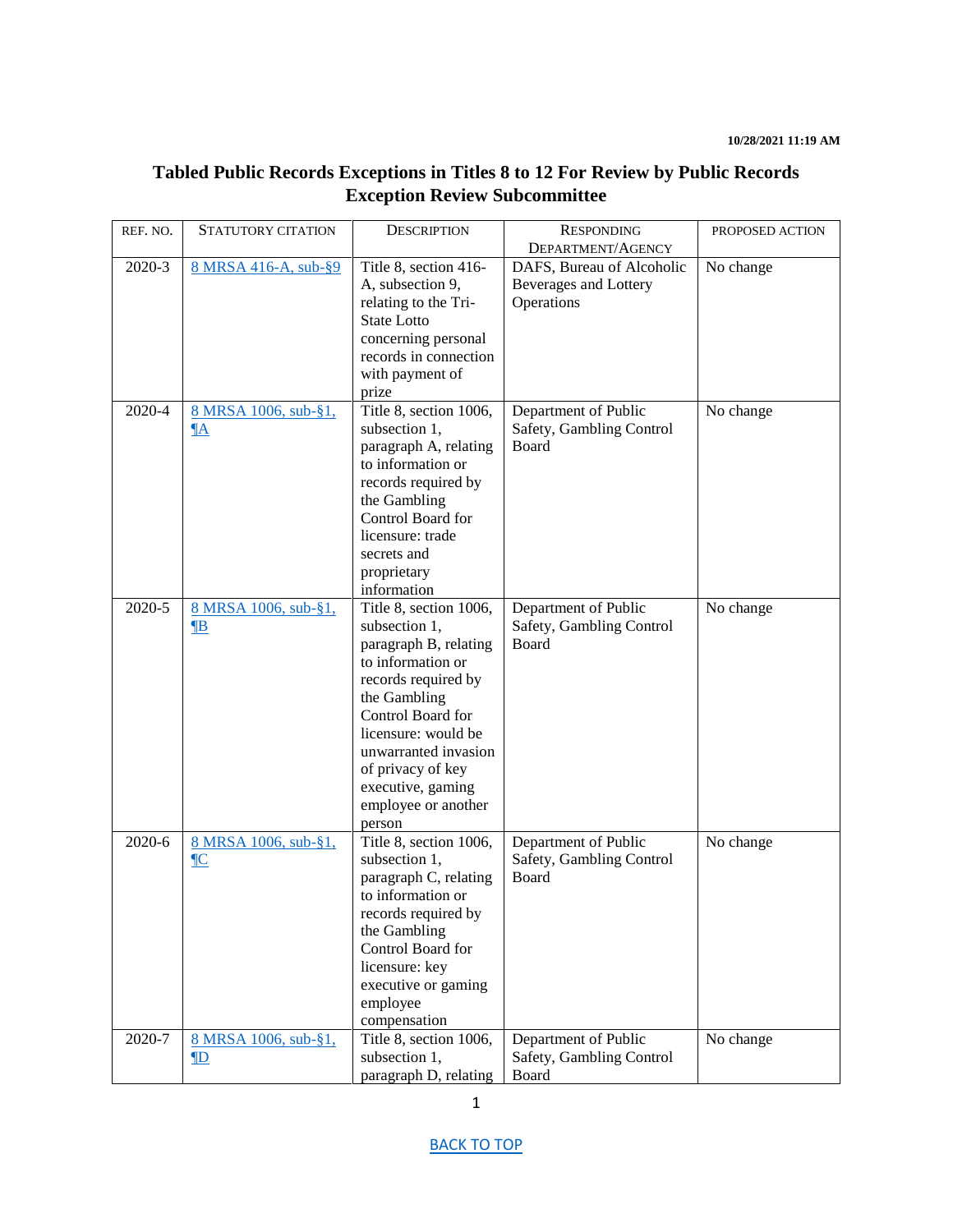10/28/2021 11:19 AM

# Tabled Public Records Exceptions in Titles 8 to 12 For Review by Public Records Exception Review Subcommittee

| REF. NO. | STATUTORY CITATION | DESCRIPTION | RESPONDING DEPARTMENT/AGENCY | PROPOSED ACTION |
|---|---|---|---|---|
| 2020-3 | 8 MRSA 416-A, sub-§9 | Title 8, section 416-A, subsection 9, relating to the Tri-State Lotto concerning personal records in connection with payment of prize | DAFS, Bureau of Alcoholic Beverages and Lottery Operations | No change |
| 2020-4 | 8 MRSA 1006, sub-§1, ¶A | Title 8, section 1006, subsection 1, paragraph A, relating to information or records required by the Gambling Control Board for licensure: trade secrets and proprietary information | Department of Public Safety, Gambling Control Board | No change |
| 2020-5 | 8 MRSA 1006, sub-§1, ¶B | Title 8, section 1006, subsection 1, paragraph B, relating to information or records required by the Gambling Control Board for licensure: would be unwarranted invasion of privacy of key executive, gaming employee or another person | Department of Public Safety, Gambling Control Board | No change |
| 2020-6 | 8 MRSA 1006, sub-§1, ¶C | Title 8, section 1006, subsection 1, paragraph C, relating to information or records required by the Gambling Control Board for licensure: key executive or gaming employee compensation | Department of Public Safety, Gambling Control Board | No change |
| 2020-7 | 8 MRSA 1006, sub-§1, ¶D | Title 8, section 1006, subsection 1, paragraph D, relating | Department of Public Safety, Gambling Control Board | No change |

BACK TO TOP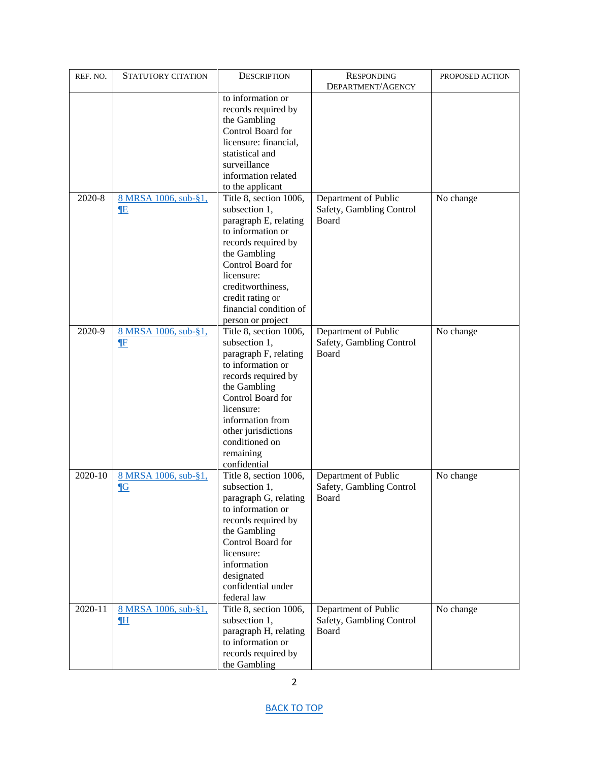| REF. NO. | STATUTORY CITATION | DESCRIPTION | RESPONDING DEPARTMENT/AGENCY | PROPOSED ACTION |
|---|---|---|---|---|
| | | to information or records required by the Gambling Control Board for licensure: financial, statistical and surveillance information related to the applicant | | |
| 2020-8 | 8 MRSA 1006, sub-§1, ¶E | Title 8, section 1006, subsection 1, paragraph E, relating to information or records required by the Gambling Control Board for licensure: creditworthiness, credit rating or financial condition of person or project | Department of Public Safety, Gambling Control Board | No change |
| 2020-9 | 8 MRSA 1006, sub-§1, ¶F | Title 8, section 1006, subsection 1, paragraph F, relating to information or records required by the Gambling Control Board for licensure: information from other jurisdictions conditioned on remaining confidential | Department of Public Safety, Gambling Control Board | No change |
| 2020-10 | 8 MRSA 1006, sub-§1, ¶G | Title 8, section 1006, subsection 1, paragraph G, relating to information or records required by the Gambling Control Board for licensure: information designated confidential under federal law | Department of Public Safety, Gambling Control Board | No change |
| 2020-11 | 8 MRSA 1006, sub-§1, ¶H | Title 8, section 1006, subsection 1, paragraph H, relating to information or records required by the Gambling | Department of Public Safety, Gambling Control Board | No change |

BACK TO TOP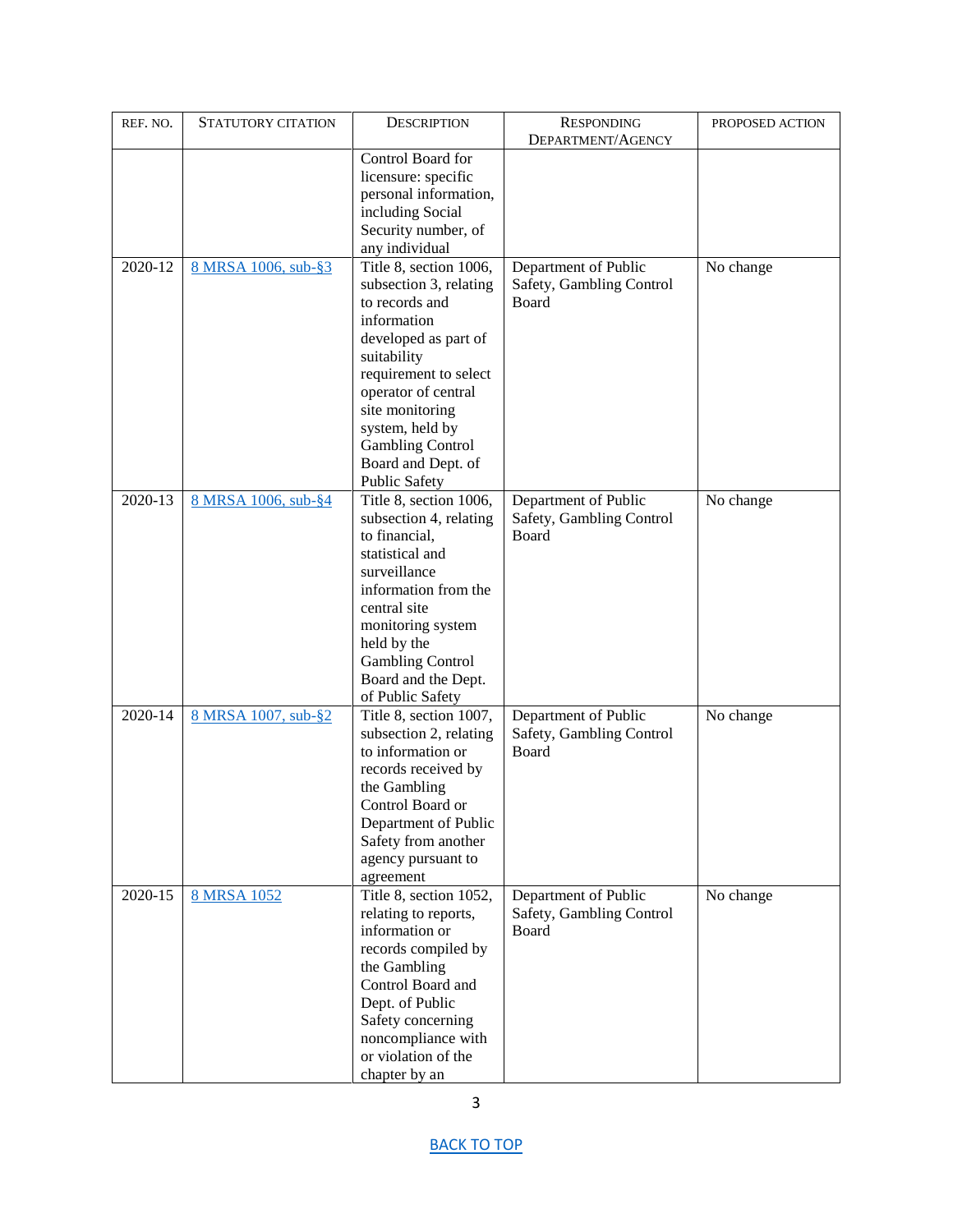| REF. NO. | STATUTORY CITATION | DESCRIPTION | RESPONDING DEPARTMENT/AGENCY | PROPOSED ACTION |
|---|---|---|---|---|
| | | Control Board for licensure: specific personal information, including Social Security number, of any individual | | |
| 2020-12 | 8 MRSA 1006, sub-§3 | Title 8, section 1006, subsection 3, relating to records and information developed as part of suitability requirement to select operator of central site monitoring system, held by Gambling Control Board and Dept. of Public Safety | Department of Public Safety, Gambling Control Board | No change |
| 2020-13 | 8 MRSA 1006, sub-§4 | Title 8, section 1006, subsection 4, relating to financial, statistical and surveillance information from the central site monitoring system held by the Gambling Control Board and the Dept. of Public Safety | Department of Public Safety, Gambling Control Board | No change |
| 2020-14 | 8 MRSA 1007, sub-§2 | Title 8, section 1007, subsection 2, relating to information or records received by the Gambling Control Board or Department of Public Safety from another agency pursuant to agreement | Department of Public Safety, Gambling Control Board | No change |
| 2020-15 | 8 MRSA 1052 | Title 8, section 1052, relating to reports, information or records compiled by the Gambling Control Board and Dept. of Public Safety concerning noncompliance with or violation of the chapter by an | Department of Public Safety, Gambling Control Board | No change |

BACK TO TOP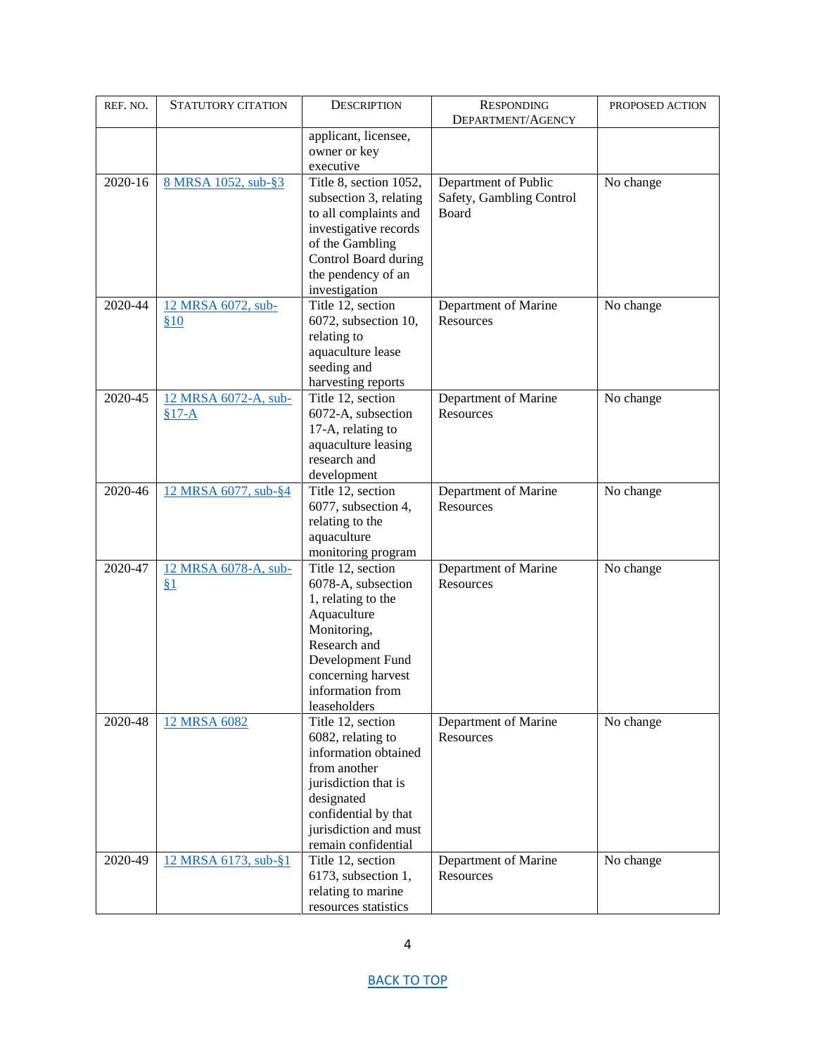| REF. NO. | STATUTORY CITATION | DESCRIPTION | RESPONDING DEPARTMENT/AGENCY | PROPOSED ACTION |
|---|---|---|---|---|
| | | applicant, licensee, owner or key executive | | |
| 2020-16 | 8 MRSA 1052, sub-§3 | Title 8, section 1052, subsection 3, relating to all complaints and investigative records of the Gambling Control Board during the pendency of an investigation | Department of Public Safety, Gambling Control Board | No change |
| 2020-44 | 12 MRSA 6072, sub-§10 | Title 12, section 6072, subsection 10, relating to aquaculture lease seeding and harvesting reports | Department of Marine Resources | No change |
| 2020-45 | 12 MRSA 6072-A, sub-§17-A | Title 12, section 6072-A, subsection 17-A, relating to aquaculture leasing research and development | Department of Marine Resources | No change |
| 2020-46 | 12 MRSA 6077, sub-§4 | Title 12, section 6077, subsection 4, relating to the aquaculture monitoring program | Department of Marine Resources | No change |
| 2020-47 | 12 MRSA 6078-A, sub-§1 | Title 12, section 6078-A, subsection 1, relating to the Aquaculture Monitoring, Research and Development Fund concerning harvest information from leaseholders | Department of Marine Resources | No change |
| 2020-48 | 12 MRSA 6082 | Title 12, section 6082, relating to information obtained from another jurisdiction that is designated confidential by that jurisdiction and must remain confidential | Department of Marine Resources | No change |
| 2020-49 | 12 MRSA 6173, sub-§1 | Title 12, section 6173, subsection 1, relating to marine resources statistics | Department of Marine Resources | No change |

BACK TO TOP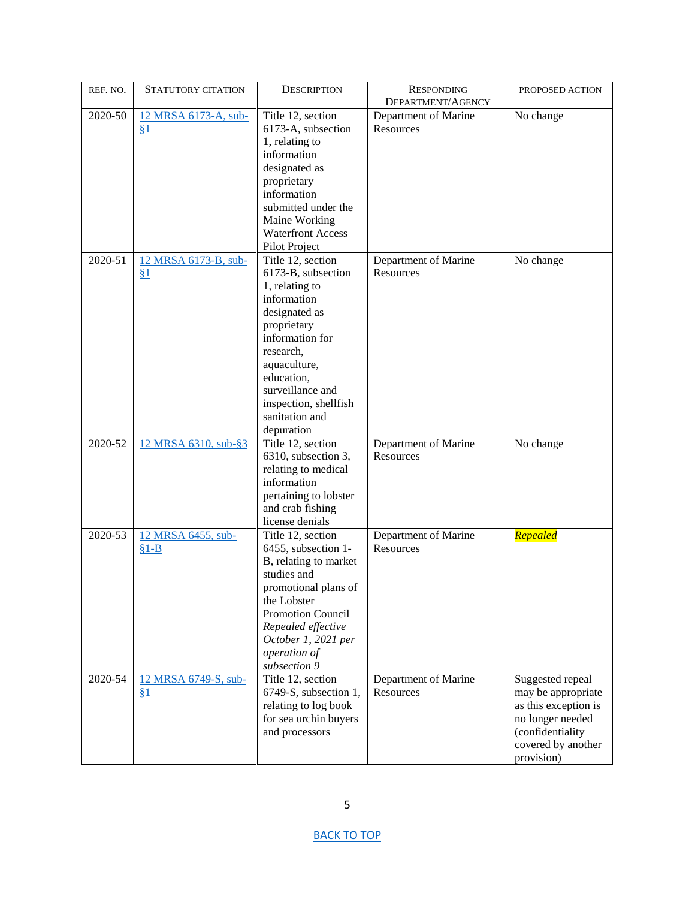| REF. NO. | STATUTORY CITATION | DESCRIPTION | RESPONDING DEPARTMENT/AGENCY | PROPOSED ACTION |
|---|---|---|---|---|
| 2020-50 | 12 MRSA 6173-A, sub-§1 | Title 12, section 6173-A, subsection 1, relating to information designated as proprietary information submitted under the Maine Working Waterfront Access Pilot Project | Department of Marine Resources | No change |
| 2020-51 | 12 MRSA 6173-B, sub-§1 | Title 12, section 6173-B, subsection 1, relating to information designated as proprietary information for research, aquaculture, education, surveillance and inspection, shellfish sanitation and depuration | Department of Marine Resources | No change |
| 2020-52 | 12 MRSA 6310, sub-§3 | Title 12, section 6310, subsection 3, relating to medical information pertaining to lobster and crab fishing license denials | Department of Marine Resources | No change |
| 2020-53 | 12 MRSA 6455, sub-§1-B | Title 12, section 6455, subsection 1-B, relating to market studies and promotional plans of the Lobster Promotion Council *Repealed effective October 1, 2021 per operation of subsection 9* | Department of Marine Resources | *Repealed* |
| 2020-54 | 12 MRSA 6749-S, sub-§1 | Title 12, section 6749-S, subsection 1, relating to log book for sea urchin buyers and processors | Department of Marine Resources | Suggested repeal may be appropriate as this exception is no longer needed (confidentiality covered by another provision) |

BACK TO TOP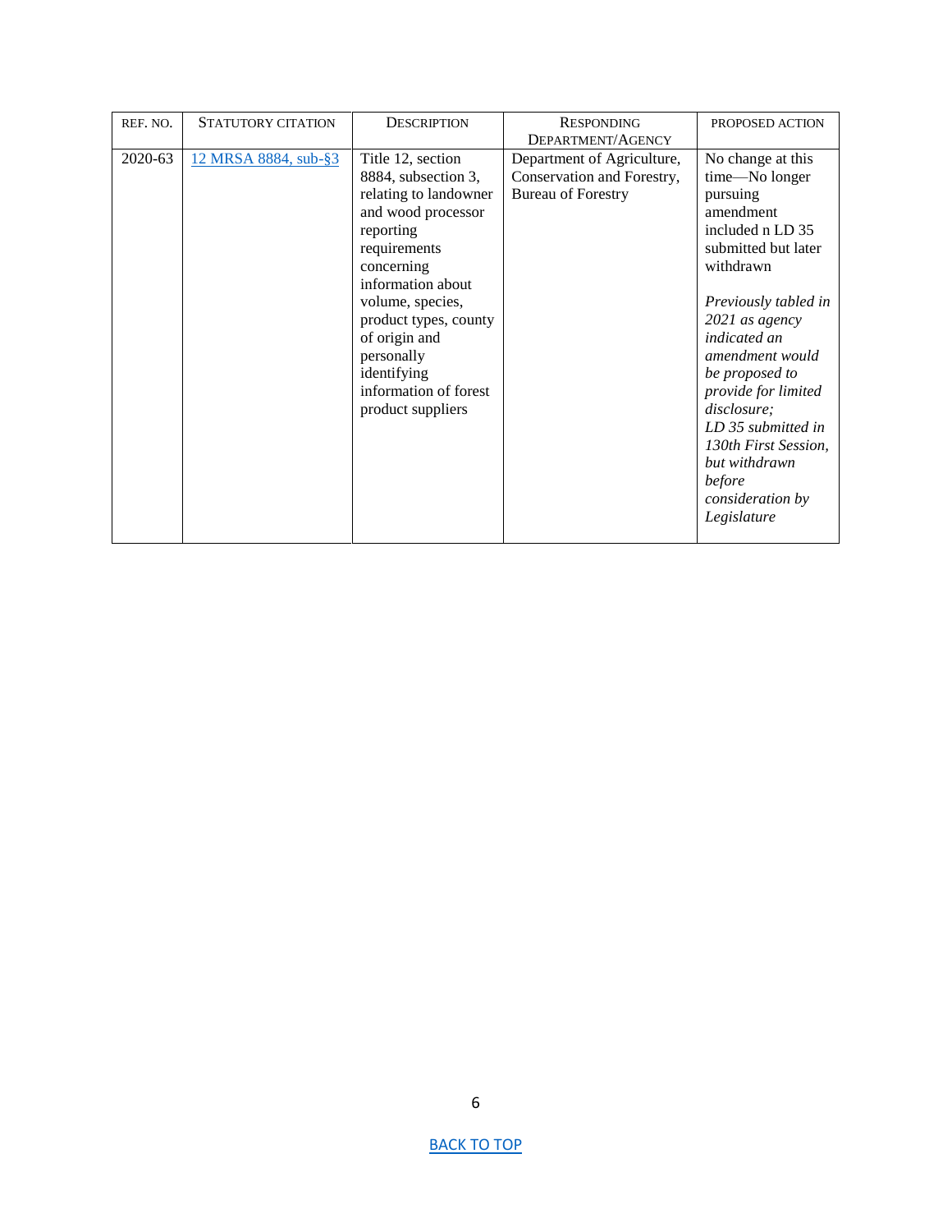| REF. NO. | STATUTORY CITATION | DESCRIPTION | RESPONDING DEPARTMENT/AGENCY | PROPOSED ACTION |
|---|---|---|---|---|
| 2020-63 | [12 MRSA 8884, sub-§3]() | Title 12, section 8884, subsection 3, relating to landowner and wood processor reporting requirements concerning information about volume, species, product types, county of origin and personally identifying information of forest product suppliers | Department of Agriculture, Conservation and Forestry, Bureau of Forestry | No change at this time—No longer pursuing amendment included n LD 35 submitted but later withdrawn<br><br>*Previously tabled in 2021 as agency indicated an amendment would be proposed to provide for limited disclosure; LD 35 submitted in 130th First Session, but withdrawn before consideration by Legislature* |

[BACK TO TOP]()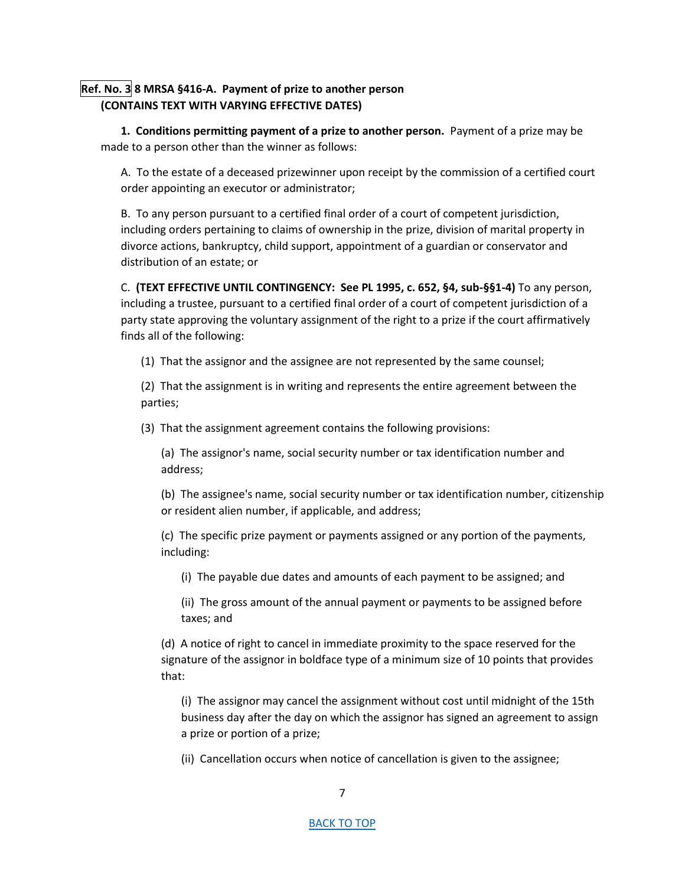**Ref. No. 3** **8 MRSA §416-A. Payment of prize to another person (CONTAINS TEXT WITH VARYING EFFECTIVE DATES)**

**1. Conditions permitting payment of a prize to another person.** Payment of a prize may be made to a person other than the winner as follows:

A. To the estate of a deceased prizewinner upon receipt by the commission of a certified court order appointing an executor or administrator;

B. To any person pursuant to a certified final order of a court of competent jurisdiction, including orders pertaining to claims of ownership in the prize, division of marital property in divorce actions, bankruptcy, child support, appointment of a guardian or conservator and distribution of an estate; or

C. **(TEXT EFFECTIVE UNTIL CONTINGENCY: See PL 1995, c. 652, §4, sub-§§1-4)** To any person, including a trustee, pursuant to a certified final order of a court of competent jurisdiction of a party state approving the voluntary assignment of the right to a prize if the court affirmatively finds all of the following:

(1) That the assignor and the assignee are not represented by the same counsel;

(2) That the assignment is in writing and represents the entire agreement between the parties;

(3) That the assignment agreement contains the following provisions:

(a) The assignor's name, social security number or tax identification number and address;

(b) The assignee's name, social security number or tax identification number, citizenship or resident alien number, if applicable, and address;

(c) The specific prize payment or payments assigned or any portion of the payments, including:

(i) The payable due dates and amounts of each payment to be assigned; and

(ii) The gross amount of the annual payment or payments to be assigned before taxes; and

(d) A notice of right to cancel in immediate proximity to the space reserved for the signature of the assignor in boldface type of a minimum size of 10 points that provides that:

(i) The assignor may cancel the assignment without cost until midnight of the 15th business day after the day on which the assignor has signed an agreement to assign a prize or portion of a prize;

(ii) Cancellation occurs when notice of cancellation is given to the assignee;

[BACK TO TOP]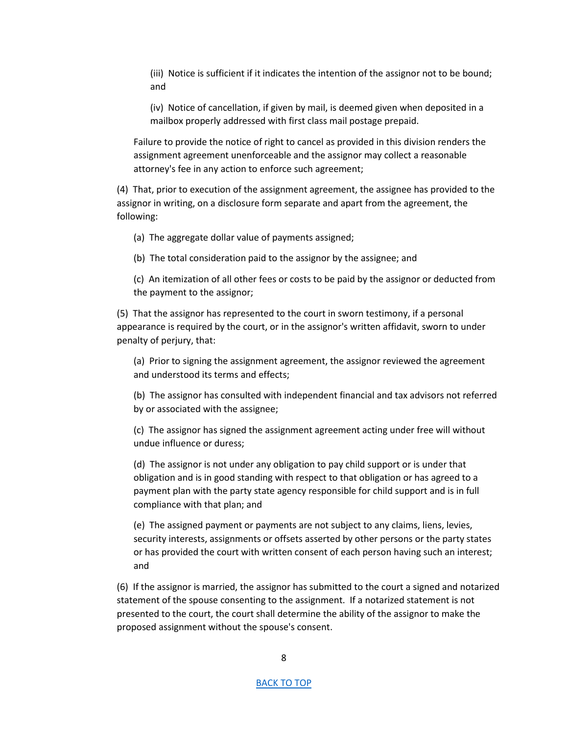(iii) Notice is sufficient if it indicates the intention of the assignor not to be bound; and

(iv) Notice of cancellation, if given by mail, is deemed given when deposited in a mailbox properly addressed with first class mail postage prepaid.

Failure to provide the notice of right to cancel as provided in this division renders the assignment agreement unenforceable and the assignor may collect a reasonable attorney's fee in any action to enforce such agreement;

(4) That, prior to execution of the assignment agreement, the assignee has provided to the assignor in writing, on a disclosure form separate and apart from the agreement, the following:

(a) The aggregate dollar value of payments assigned;

(b) The total consideration paid to the assignor by the assignee; and

(c) An itemization of all other fees or costs to be paid by the assignor or deducted from the payment to the assignor;

(5) That the assignor has represented to the court in sworn testimony, if a personal appearance is required by the court, or in the assignor's written affidavit, sworn to under penalty of perjury, that:

(a) Prior to signing the assignment agreement, the assignor reviewed the agreement and understood its terms and effects;

(b) The assignor has consulted with independent financial and tax advisors not referred by or associated with the assignee;

(c) The assignor has signed the assignment agreement acting under free will without undue influence or duress;

(d) The assignor is not under any obligation to pay child support or is under that obligation and is in good standing with respect to that obligation or has agreed to a payment plan with the party state agency responsible for child support and is in full compliance with that plan; and

(e) The assigned payment or payments are not subject to any claims, liens, levies, security interests, assignments or offsets asserted by other persons or the party states or has provided the court with written consent of each person having such an interest; and

(6) If the assignor is married, the assignor has submitted to the court a signed and notarized statement of the spouse consenting to the assignment. If a notarized statement is not presented to the court, the court shall determine the ability of the assignor to make the proposed assignment without the spouse's consent.

BACK TO TOP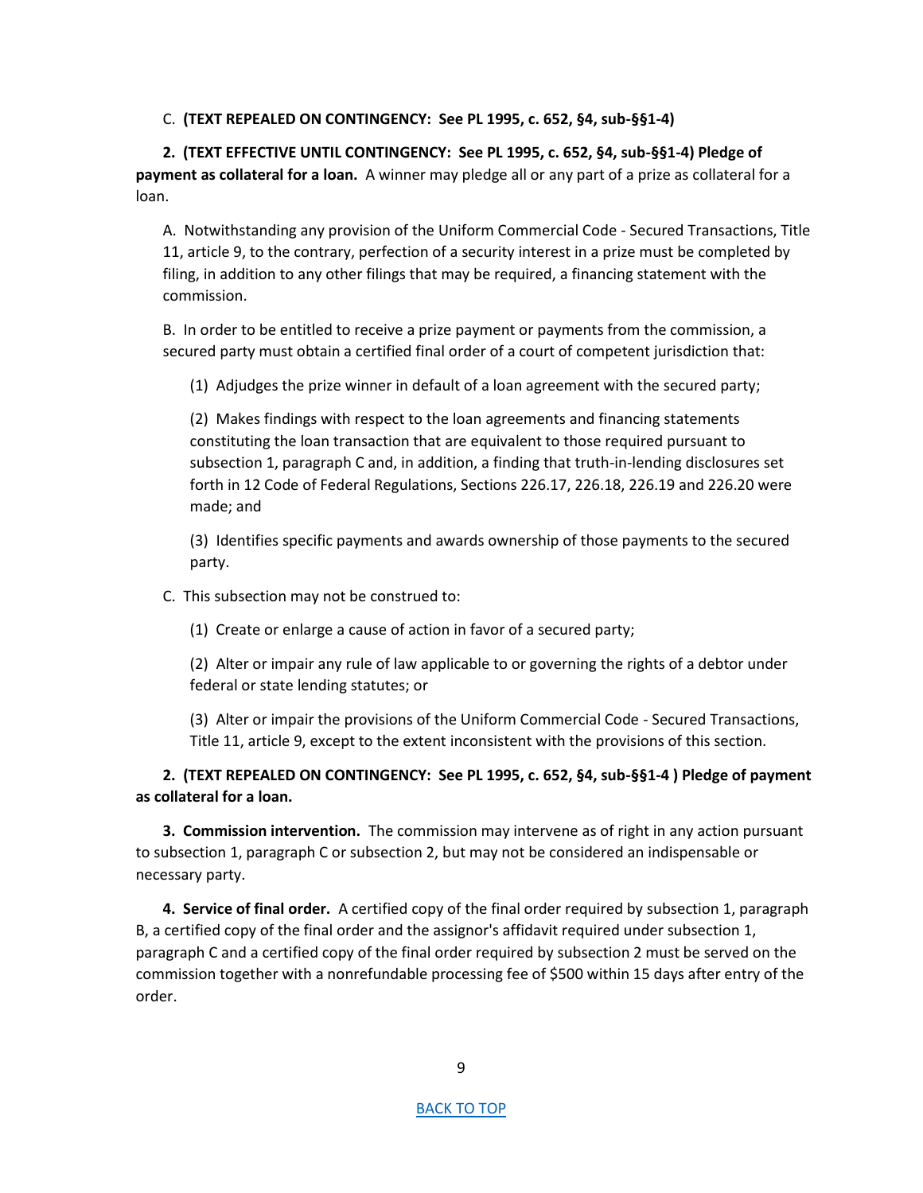C. **(TEXT REPEALED ON CONTINGENCY: See PL 1995, c. 652, §4, sub-§§1-4)**

**2. (TEXT EFFECTIVE UNTIL CONTINGENCY: See PL 1995, c. 652, §4, sub-§§1-4) Pledge of payment as collateral for a loan.** A winner may pledge all or any part of a prize as collateral for a loan.

A. Notwithstanding any provision of the Uniform Commercial Code - Secured Transactions, Title 11, article 9, to the contrary, perfection of a security interest in a prize must be completed by filing, in addition to any other filings that may be required, a financing statement with the commission.

B. In order to be entitled to receive a prize payment or payments from the commission, a secured party must obtain a certified final order of a court of competent jurisdiction that:

(1) Adjudges the prize winner in default of a loan agreement with the secured party;

(2) Makes findings with respect to the loan agreements and financing statements constituting the loan transaction that are equivalent to those required pursuant to subsection 1, paragraph C and, in addition, a finding that truth-in-lending disclosures set forth in 12 Code of Federal Regulations, Sections 226.17, 226.18, 226.19 and 226.20 were made; and

(3) Identifies specific payments and awards ownership of those payments to the secured party.

C. This subsection may not be construed to:

(1) Create or enlarge a cause of action in favor of a secured party;

(2) Alter or impair any rule of law applicable to or governing the rights of a debtor under federal or state lending statutes; or

(3) Alter or impair the provisions of the Uniform Commercial Code - Secured Transactions, Title 11, article 9, except to the extent inconsistent with the provisions of this section.

**2. (TEXT REPEALED ON CONTINGENCY: See PL 1995, c. 652, §4, sub-§§1-4 ) Pledge of payment as collateral for a loan.**

**3. Commission intervention.** The commission may intervene as of right in any action pursuant to subsection 1, paragraph C or subsection 2, but may not be considered an indispensable or necessary party.

**4. Service of final order.** A certified copy of the final order required by subsection 1, paragraph B, a certified copy of the final order and the assignor's affidavit required under subsection 1, paragraph C and a certified copy of the final order required by subsection 2 must be served on the commission together with a nonrefundable processing fee of $500 within 15 days after entry of the order.

[BACK TO TOP]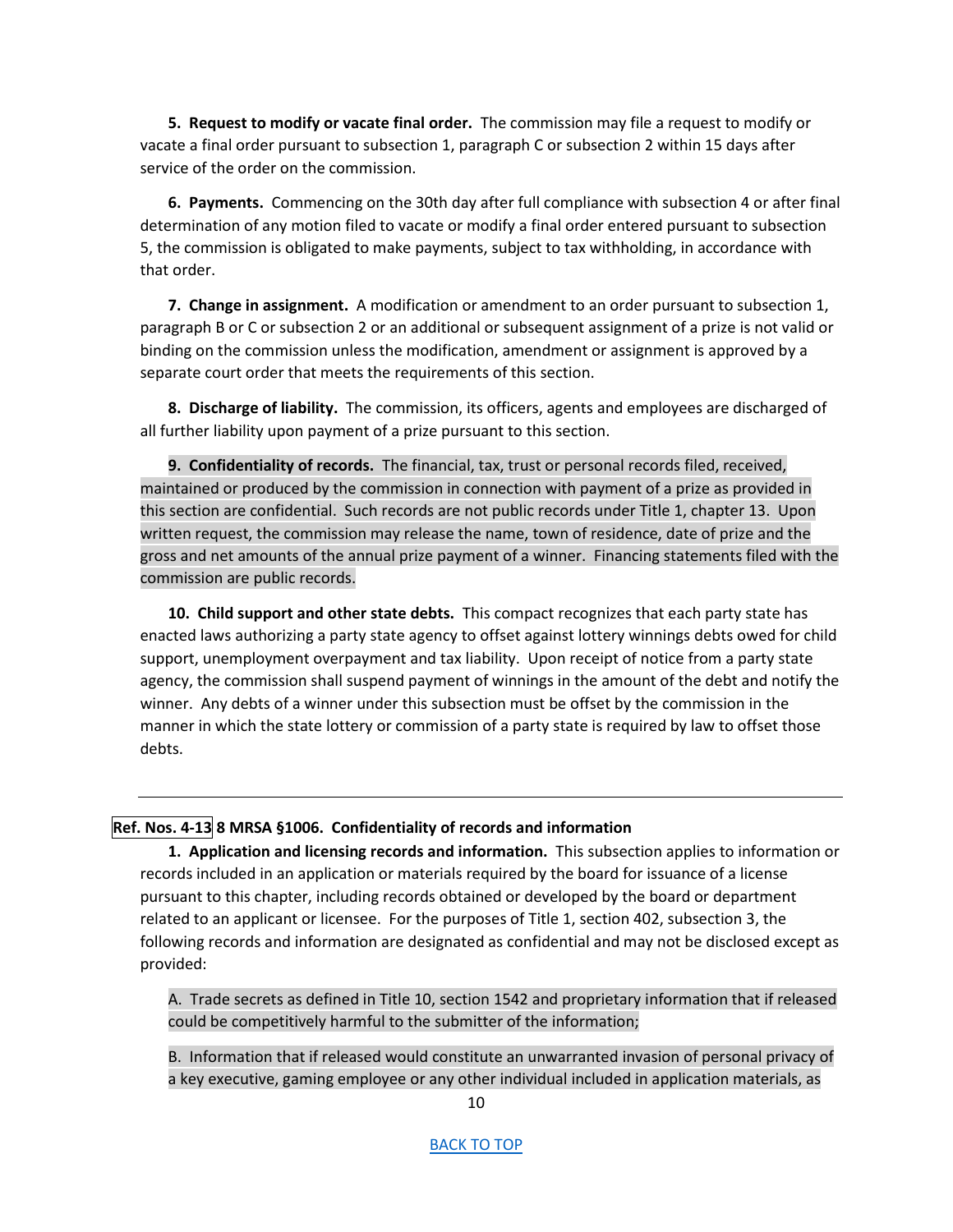**5. Request to modify or vacate final order.** The commission may file a request to modify or vacate a final order pursuant to subsection 1, paragraph C or subsection 2 within 15 days after service of the order on the commission.

**6. Payments.** Commencing on the 30th day after full compliance with subsection 4 or after final determination of any motion filed to vacate or modify a final order entered pursuant to subsection 5, the commission is obligated to make payments, subject to tax withholding, in accordance with that order.

**7. Change in assignment.** A modification or amendment to an order pursuant to subsection 1, paragraph B or C or subsection 2 or an additional or subsequent assignment of a prize is not valid or binding on the commission unless the modification, amendment or assignment is approved by a separate court order that meets the requirements of this section.

**8. Discharge of liability.** The commission, its officers, agents and employees are discharged of all further liability upon payment of a prize pursuant to this section.

**9. Confidentiality of records.** The financial, tax, trust or personal records filed, received, maintained or produced by the commission in connection with payment of a prize as provided in this section are confidential. Such records are not public records under Title 1, chapter 13. Upon written request, the commission may release the name, town of residence, date of prize and the gross and net amounts of the annual prize payment of a winner. Financing statements filed with the commission are public records.

**10. Child support and other state debts.** This compact recognizes that each party state has enacted laws authorizing a party state agency to offset against lottery winnings debts owed for child support, unemployment overpayment and tax liability. Upon receipt of notice from a party state agency, the commission shall suspend payment of winnings in the amount of the debt and notify the winner. Any debts of a winner under this subsection must be offset by the commission in the manner in which the state lottery or commission of a party state is required by law to offset those debts.

---

**Ref. Nos. 4-13 8 MRSA §1006. Confidentiality of records and information**

**1. Application and licensing records and information.** This subsection applies to information or records included in an application or materials required by the board for issuance of a license pursuant to this chapter, including records obtained or developed by the board or department related to an applicant or licensee. For the purposes of Title 1, section 402, subsection 3, the following records and information are designated as confidential and may not be disclosed except as provided:

A. Trade secrets as defined in Title 10, section 1542 and proprietary information that if released could be competitively harmful to the submitter of the information;

B. Information that if released would constitute an unwarranted invasion of personal privacy of a key executive, gaming employee or any other individual included in application materials, as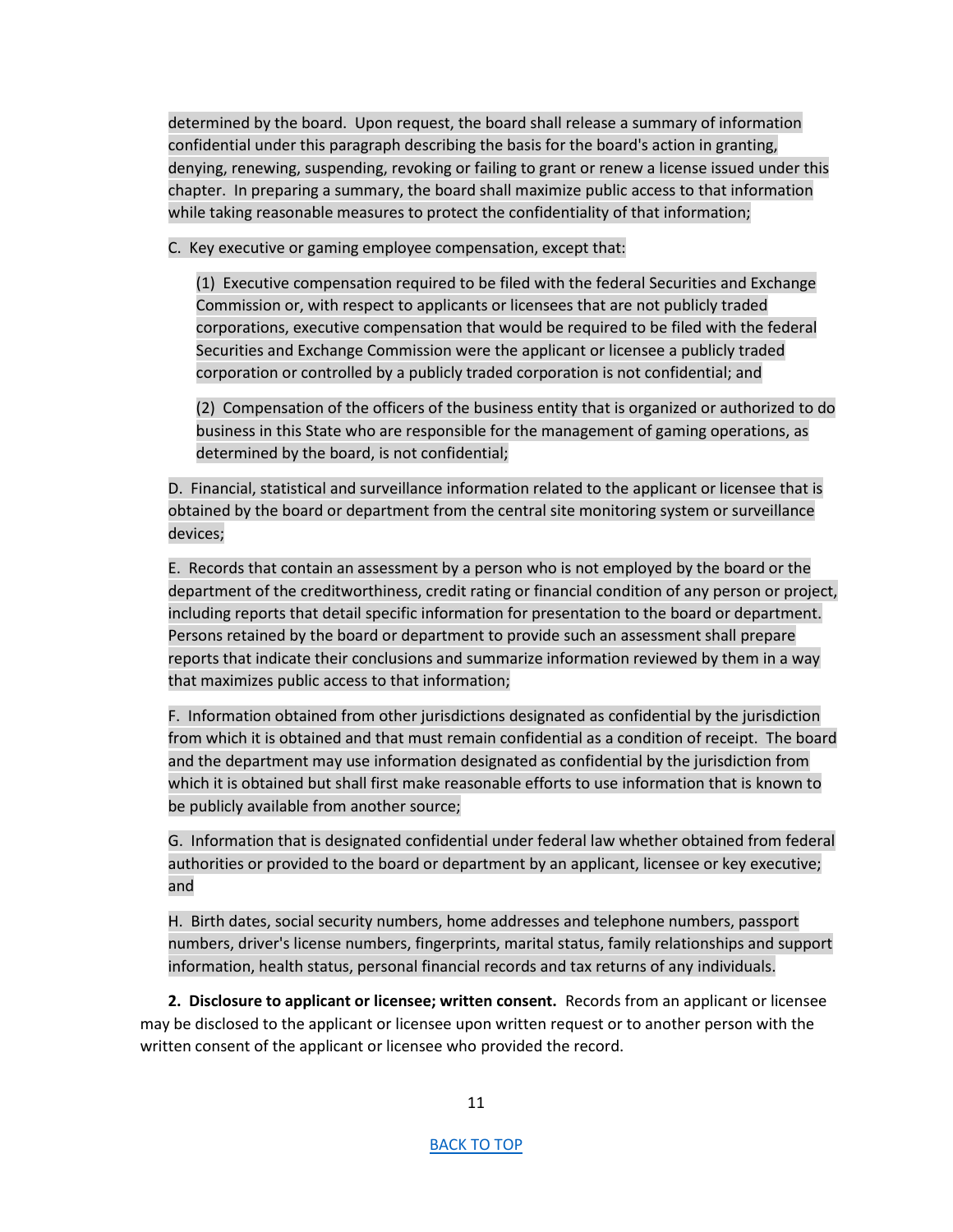determined by the board. Upon request, the board shall release a summary of information confidential under this paragraph describing the basis for the board's action in granting, denying, renewing, suspending, revoking or failing to grant or renew a license issued under this chapter. In preparing a summary, the board shall maximize public access to that information while taking reasonable measures to protect the confidentiality of that information;

C. Key executive or gaming employee compensation, except that:

(1) Executive compensation required to be filed with the federal Securities and Exchange Commission or, with respect to applicants or licensees that are not publicly traded corporations, executive compensation that would be required to be filed with the federal Securities and Exchange Commission were the applicant or licensee a publicly traded corporation or controlled by a publicly traded corporation is not confidential; and

(2) Compensation of the officers of the business entity that is organized or authorized to do business in this State who are responsible for the management of gaming operations, as determined by the board, is not confidential;

D. Financial, statistical and surveillance information related to the applicant or licensee that is obtained by the board or department from the central site monitoring system or surveillance devices;

E. Records that contain an assessment by a person who is not employed by the board or the department of the creditworthiness, credit rating or financial condition of any person or project, including reports that detail specific information for presentation to the board or department. Persons retained by the board or department to provide such an assessment shall prepare reports that indicate their conclusions and summarize information reviewed by them in a way that maximizes public access to that information;

F. Information obtained from other jurisdictions designated as confidential by the jurisdiction from which it is obtained and that must remain confidential as a condition of receipt. The board and the department may use information designated as confidential by the jurisdiction from which it is obtained but shall first make reasonable efforts to use information that is known to be publicly available from another source;

G. Information that is designated confidential under federal law whether obtained from federal authorities or provided to the board or department by an applicant, licensee or key executive; and

H. Birth dates, social security numbers, home addresses and telephone numbers, passport numbers, driver's license numbers, fingerprints, marital status, family relationships and support information, health status, personal financial records and tax returns of any individuals.

**2. Disclosure to applicant or licensee; written consent.** Records from an applicant or licensee may be disclosed to the applicant or licensee upon written request or to another person with the written consent of the applicant or licensee who provided the record.

BACK TO TOP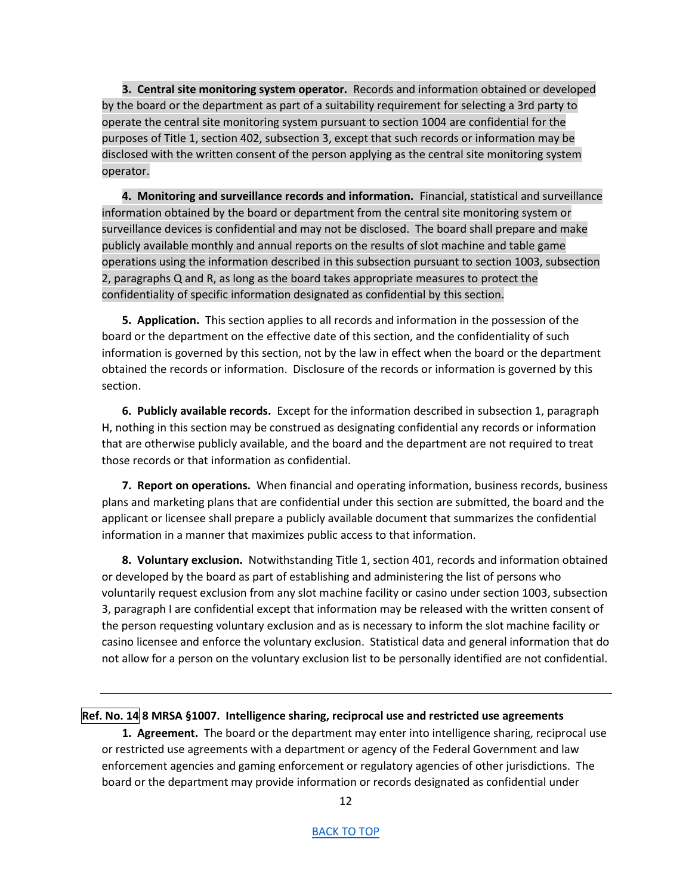**3. Central site monitoring system operator.** Records and information obtained or developed by the board or the department as part of a suitability requirement for selecting a 3rd party to operate the central site monitoring system pursuant to section 1004 are confidential for the purposes of Title 1, section 402, subsection 3, except that such records or information may be disclosed with the written consent of the person applying as the central site monitoring system operator.

**4. Monitoring and surveillance records and information.** Financial, statistical and surveillance information obtained by the board or department from the central site monitoring system or surveillance devices is confidential and may not be disclosed. The board shall prepare and make publicly available monthly and annual reports on the results of slot machine and table game operations using the information described in this subsection pursuant to section 1003, subsection 2, paragraphs Q and R, as long as the board takes appropriate measures to protect the confidentiality of specific information designated as confidential by this section.

**5. Application.** This section applies to all records and information in the possession of the board or the department on the effective date of this section, and the confidentiality of such information is governed by this section, not by the law in effect when the board or the department obtained the records or information. Disclosure of the records or information is governed by this section.

**6. Publicly available records.** Except for the information described in subsection 1, paragraph H, nothing in this section may be construed as designating confidential any records or information that are otherwise publicly available, and the board and the department are not required to treat those records or that information as confidential.

**7. Report on operations.** When financial and operating information, business records, business plans and marketing plans that are confidential under this section are submitted, the board and the applicant or licensee shall prepare a publicly available document that summarizes the confidential information in a manner that maximizes public access to that information.

**8. Voluntary exclusion.** Notwithstanding Title 1, section 401, records and information obtained or developed by the board as part of establishing and administering the list of persons who voluntarily request exclusion from any slot machine facility or casino under section 1003, subsection 3, paragraph I are confidential except that information may be released with the written consent of the person requesting voluntary exclusion and as is necessary to inform the slot machine facility or casino licensee and enforce the voluntary exclusion. Statistical data and general information that do not allow for a person on the voluntary exclusion list to be personally identified are not confidential.

---

**Ref. No. 14 8 MRSA §1007. Intelligence sharing, reciprocal use and restricted use agreements**

**1. Agreement.** The board or the department may enter into intelligence sharing, reciprocal use or restricted use agreements with a department or agency of the Federal Government and law enforcement agencies and gaming enforcement or regulatory agencies of other jurisdictions. The board or the department may provide information or records designated as confidential under

BACK TO TOP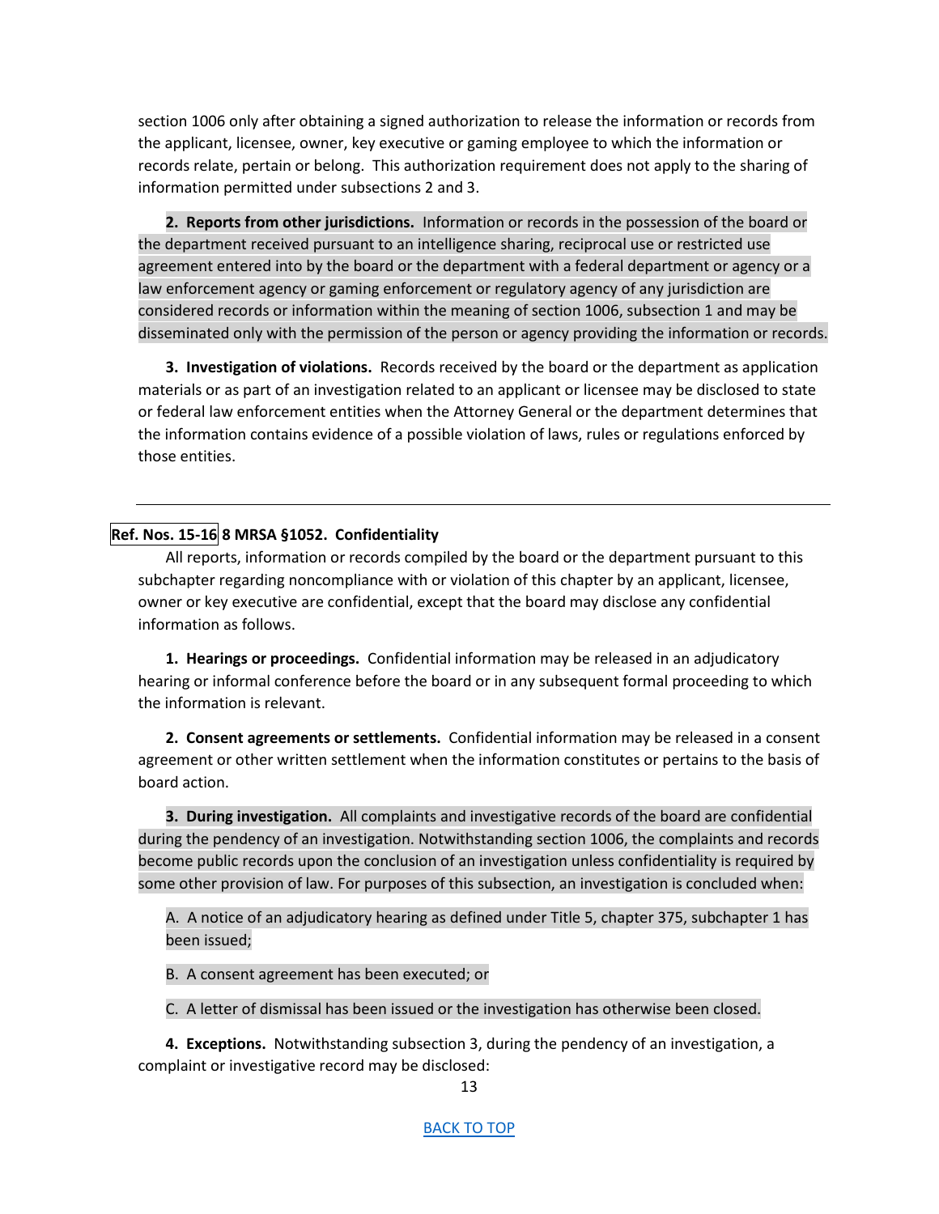section 1006 only after obtaining a signed authorization to release the information or records from the applicant, licensee, owner, key executive or gaming employee to which the information or records relate, pertain or belong. This authorization requirement does not apply to the sharing of information permitted under subsections 2 and 3.

**2. Reports from other jurisdictions.** Information or records in the possession of the board or the department received pursuant to an intelligence sharing, reciprocal use or restricted use agreement entered into by the board or the department with a federal department or agency or a law enforcement agency or gaming enforcement or regulatory agency of any jurisdiction are considered records or information within the meaning of section 1006, subsection 1 and may be disseminated only with the permission of the person or agency providing the information or records.

**3. Investigation of violations.** Records received by the board or the department as application materials or as part of an investigation related to an applicant or licensee may be disclosed to state or federal law enforcement entities when the Attorney General or the department determines that the information contains evidence of a possible violation of laws, rules or regulations enforced by those entities.

---

**Ref. Nos. 15-16 8 MRSA §1052. Confidentiality**

All reports, information or records compiled by the board or the department pursuant to this subchapter regarding noncompliance with or violation of this chapter by an applicant, licensee, owner or key executive are confidential, except that the board may disclose any confidential information as follows.

**1. Hearings or proceedings.** Confidential information may be released in an adjudicatory hearing or informal conference before the board or in any subsequent formal proceeding to which the information is relevant.

**2. Consent agreements or settlements.** Confidential information may be released in a consent agreement or other written settlement when the information constitutes or pertains to the basis of board action.

**3. During investigation.** All complaints and investigative records of the board are confidential during the pendency of an investigation. Notwithstanding section 1006, the complaints and records become public records upon the conclusion of an investigation unless confidentiality is required by some other provision of law. For purposes of this subsection, an investigation is concluded when:

A. A notice of an adjudicatory hearing as defined under Title 5, chapter 375, subchapter 1 has been issued;

B. A consent agreement has been executed; or

C. A letter of dismissal has been issued or the investigation has otherwise been closed.

**4. Exceptions.** Notwithstanding subsection 3, during the pendency of an investigation, a complaint or investigative record may be disclosed:

BACK TO TOP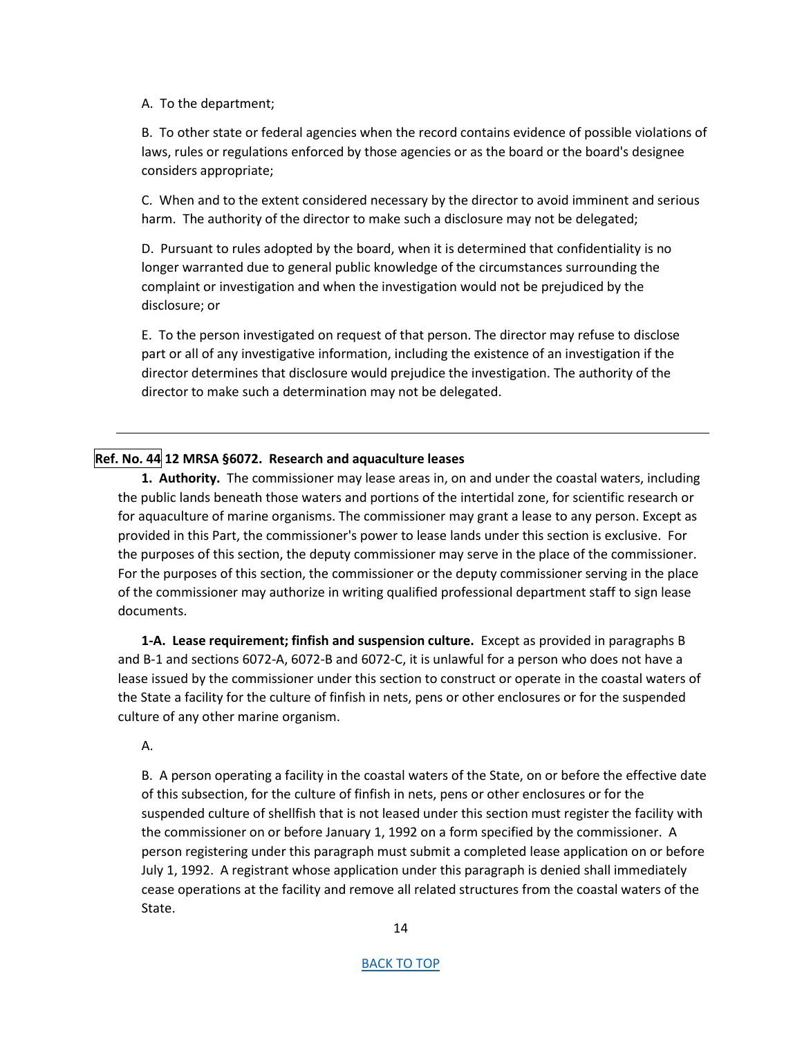A. To the department;

B. To other state or federal agencies when the record contains evidence of possible violations of laws, rules or regulations enforced by those agencies or as the board or the board's designee considers appropriate;

C. When and to the extent considered necessary by the director to avoid imminent and serious harm. The authority of the director to make such a disclosure may not be delegated;

D. Pursuant to rules adopted by the board, when it is determined that confidentiality is no longer warranted due to general public knowledge of the circumstances surrounding the complaint or investigation and when the investigation would not be prejudiced by the disclosure; or

E. To the person investigated on request of that person. The director may refuse to disclose part or all of any investigative information, including the existence of an investigation if the director determines that disclosure would prejudice the investigation. The authority of the director to make such a determination may not be delegated.

---

**Ref. No. 44 12 MRSA §6072. Research and aquaculture leases**

**1. Authority.** The commissioner may lease areas in, on and under the coastal waters, including the public lands beneath those waters and portions of the intertidal zone, for scientific research or for aquaculture of marine organisms. The commissioner may grant a lease to any person. Except as provided in this Part, the commissioner's power to lease lands under this section is exclusive. For the purposes of this section, the deputy commissioner may serve in the place of the commissioner. For the purposes of this section, the commissioner or the deputy commissioner serving in the place of the commissioner may authorize in writing qualified professional department staff to sign lease documents.

**1-A. Lease requirement; finfish and suspension culture.** Except as provided in paragraphs B and B-1 and sections 6072-A, 6072-B and 6072-C, it is unlawful for a person who does not have a lease issued by the commissioner under this section to construct or operate in the coastal waters of the State a facility for the culture of finfish in nets, pens or other enclosures or for the suspended culture of any other marine organism.

A.

B. A person operating a facility in the coastal waters of the State, on or before the effective date of this subsection, for the culture of finfish in nets, pens or other enclosures or for the suspended culture of shellfish that is not leased under this section must register the facility with the commissioner on or before January 1, 1992 on a form specified by the commissioner. A person registering under this paragraph must submit a completed lease application on or before July 1, 1992. A registrant whose application under this paragraph is denied shall immediately cease operations at the facility and remove all related structures from the coastal waters of the State.

BACK TO TOP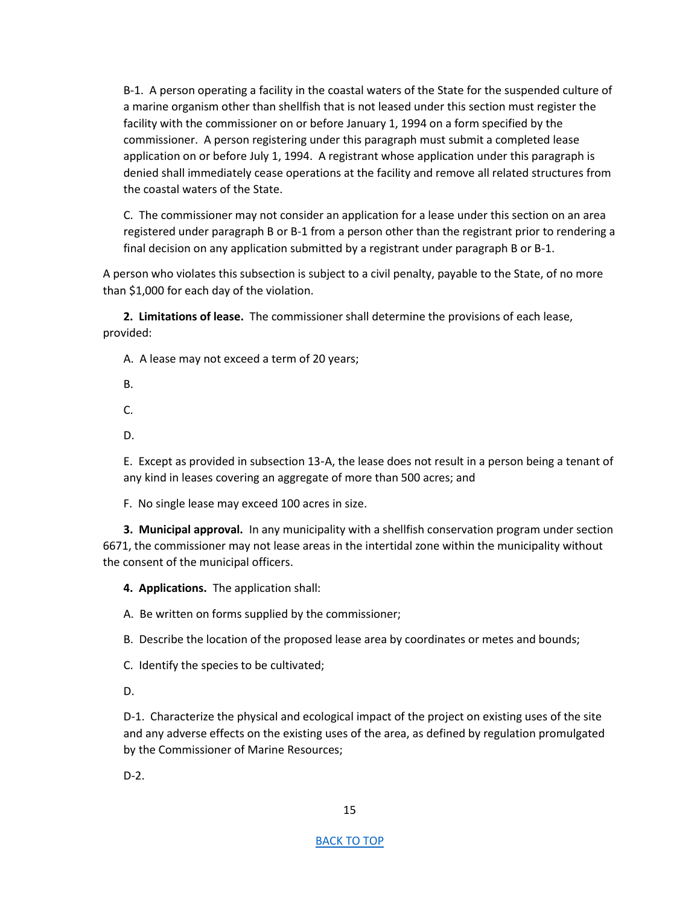B-1. A person operating a facility in the coastal waters of the State for the suspended culture of a marine organism other than shellfish that is not leased under this section must register the facility with the commissioner on or before January 1, 1994 on a form specified by the commissioner. A person registering under this paragraph must submit a completed lease application on or before July 1, 1994. A registrant whose application under this paragraph is denied shall immediately cease operations at the facility and remove all related structures from the coastal waters of the State.

C. The commissioner may not consider an application for a lease under this section on an area registered under paragraph B or B-1 from a person other than the registrant prior to rendering a final decision on any application submitted by a registrant under paragraph B or B-1.

A person who violates this subsection is subject to a civil penalty, payable to the State, of no more than $1,000 for each day of the violation.

**2. Limitations of lease.** The commissioner shall determine the provisions of each lease, provided:

A. A lease may not exceed a term of 20 years;

B.

C.

D.

E. Except as provided in subsection 13-A, the lease does not result in a person being a tenant of any kind in leases covering an aggregate of more than 500 acres; and

F. No single lease may exceed 100 acres in size.

**3. Municipal approval.** In any municipality with a shellfish conservation program under section 6671, the commissioner may not lease areas in the intertidal zone within the municipality without the consent of the municipal officers.

**4. Applications.** The application shall:

A. Be written on forms supplied by the commissioner;

B. Describe the location of the proposed lease area by coordinates or metes and bounds;

C. Identify the species to be cultivated;

D.

D-1. Characterize the physical and ecological impact of the project on existing uses of the site and any adverse effects on the existing uses of the area, as defined by regulation promulgated by the Commissioner of Marine Resources;

D-2.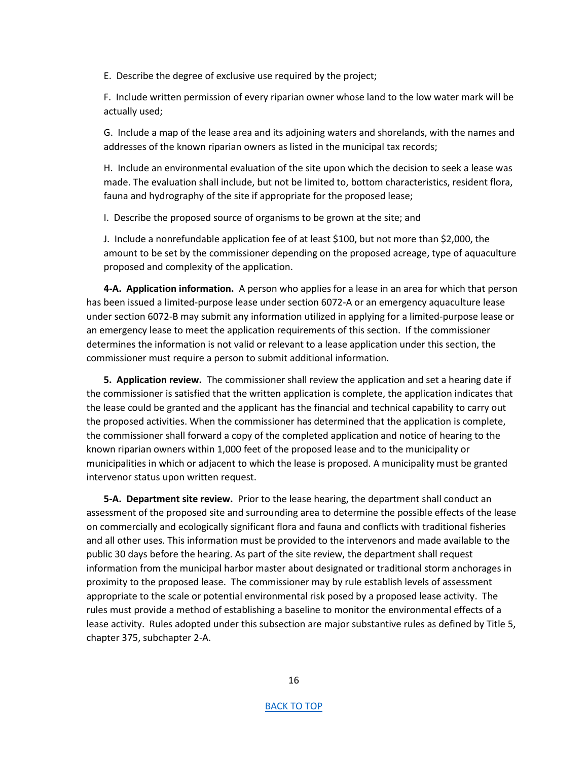E. Describe the degree of exclusive use required by the project;

F. Include written permission of every riparian owner whose land to the low water mark will be actually used;

G. Include a map of the lease area and its adjoining waters and shorelands, with the names and addresses of the known riparian owners as listed in the municipal tax records;

H. Include an environmental evaluation of the site upon which the decision to seek a lease was made. The evaluation shall include, but not be limited to, bottom characteristics, resident flora, fauna and hydrography of the site if appropriate for the proposed lease;

I. Describe the proposed source of organisms to be grown at the site; and

J. Include a nonrefundable application fee of at least $100, but not more than $2,000, the amount to be set by the commissioner depending on the proposed acreage, type of aquaculture proposed and complexity of the application.

**4-A. Application information.** A person who applies for a lease in an area for which that person has been issued a limited-purpose lease under section 6072-A or an emergency aquaculture lease under section 6072-B may submit any information utilized in applying for a limited-purpose lease or an emergency lease to meet the application requirements of this section. If the commissioner determines the information is not valid or relevant to a lease application under this section, the commissioner must require a person to submit additional information.

**5. Application review.** The commissioner shall review the application and set a hearing date if the commissioner is satisfied that the written application is complete, the application indicates that the lease could be granted and the applicant has the financial and technical capability to carry out the proposed activities. When the commissioner has determined that the application is complete, the commissioner shall forward a copy of the completed application and notice of hearing to the known riparian owners within 1,000 feet of the proposed lease and to the municipality or municipalities in which or adjacent to which the lease is proposed. A municipality must be granted intervenor status upon written request.

**5-A. Department site review.** Prior to the lease hearing, the department shall conduct an assessment of the proposed site and surrounding area to determine the possible effects of the lease on commercially and ecologically significant flora and fauna and conflicts with traditional fisheries and all other uses. This information must be provided to the intervenors and made available to the public 30 days before the hearing. As part of the site review, the department shall request information from the municipal harbor master about designated or traditional storm anchorages in proximity to the proposed lease. The commissioner may by rule establish levels of assessment appropriate to the scale or potential environmental risk posed by a proposed lease activity. The rules must provide a method of establishing a baseline to monitor the environmental effects of a lease activity. Rules adopted under this subsection are major substantive rules as defined by Title 5, chapter 375, subchapter 2-A.

[BACK TO TOP]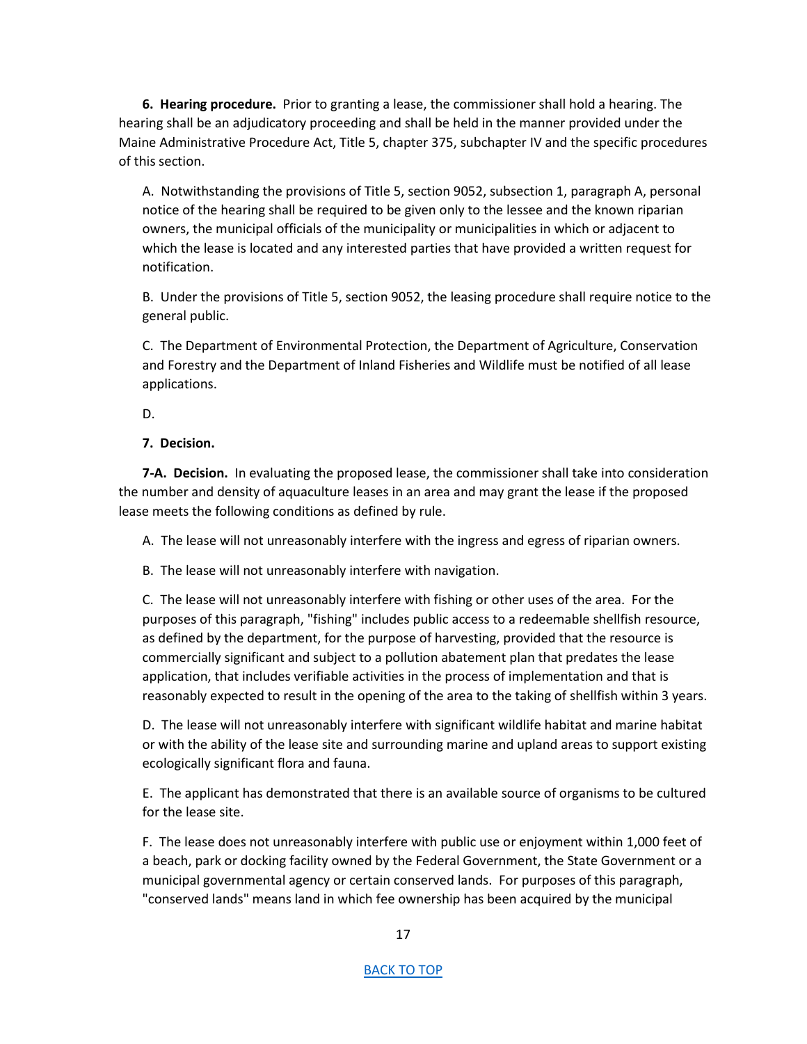**6. Hearing procedure.** Prior to granting a lease, the commissioner shall hold a hearing. The hearing shall be an adjudicatory proceeding and shall be held in the manner provided under the Maine Administrative Procedure Act, Title 5, chapter 375, subchapter IV and the specific procedures of this section.

A. Notwithstanding the provisions of Title 5, section 9052, subsection 1, paragraph A, personal notice of the hearing shall be required to be given only to the lessee and the known riparian owners, the municipal officials of the municipality or municipalities in which or adjacent to which the lease is located and any interested parties that have provided a written request for notification.

B. Under the provisions of Title 5, section 9052, the leasing procedure shall require notice to the general public.

C. The Department of Environmental Protection, the Department of Agriculture, Conservation and Forestry and the Department of Inland Fisheries and Wildlife must be notified of all lease applications.

D.

**7. Decision.**

**7-A. Decision.** In evaluating the proposed lease, the commissioner shall take into consideration the number and density of aquaculture leases in an area and may grant the lease if the proposed lease meets the following conditions as defined by rule.

A. The lease will not unreasonably interfere with the ingress and egress of riparian owners.

B. The lease will not unreasonably interfere with navigation.

C. The lease will not unreasonably interfere with fishing or other uses of the area. For the purposes of this paragraph, "fishing" includes public access to a redeemable shellfish resource, as defined by the department, for the purpose of harvesting, provided that the resource is commercially significant and subject to a pollution abatement plan that predates the lease application, that includes verifiable activities in the process of implementation and that is reasonably expected to result in the opening of the area to the taking of shellfish within 3 years.

D. The lease will not unreasonably interfere with significant wildlife habitat and marine habitat or with the ability of the lease site and surrounding marine and upland areas to support existing ecologically significant flora and fauna.

E. The applicant has demonstrated that there is an available source of organisms to be cultured for the lease site.

F. The lease does not unreasonably interfere with public use or enjoyment within 1,000 feet of a beach, park or docking facility owned by the Federal Government, the State Government or a municipal governmental agency or certain conserved lands. For purposes of this paragraph, "conserved lands" means land in which fee ownership has been acquired by the municipal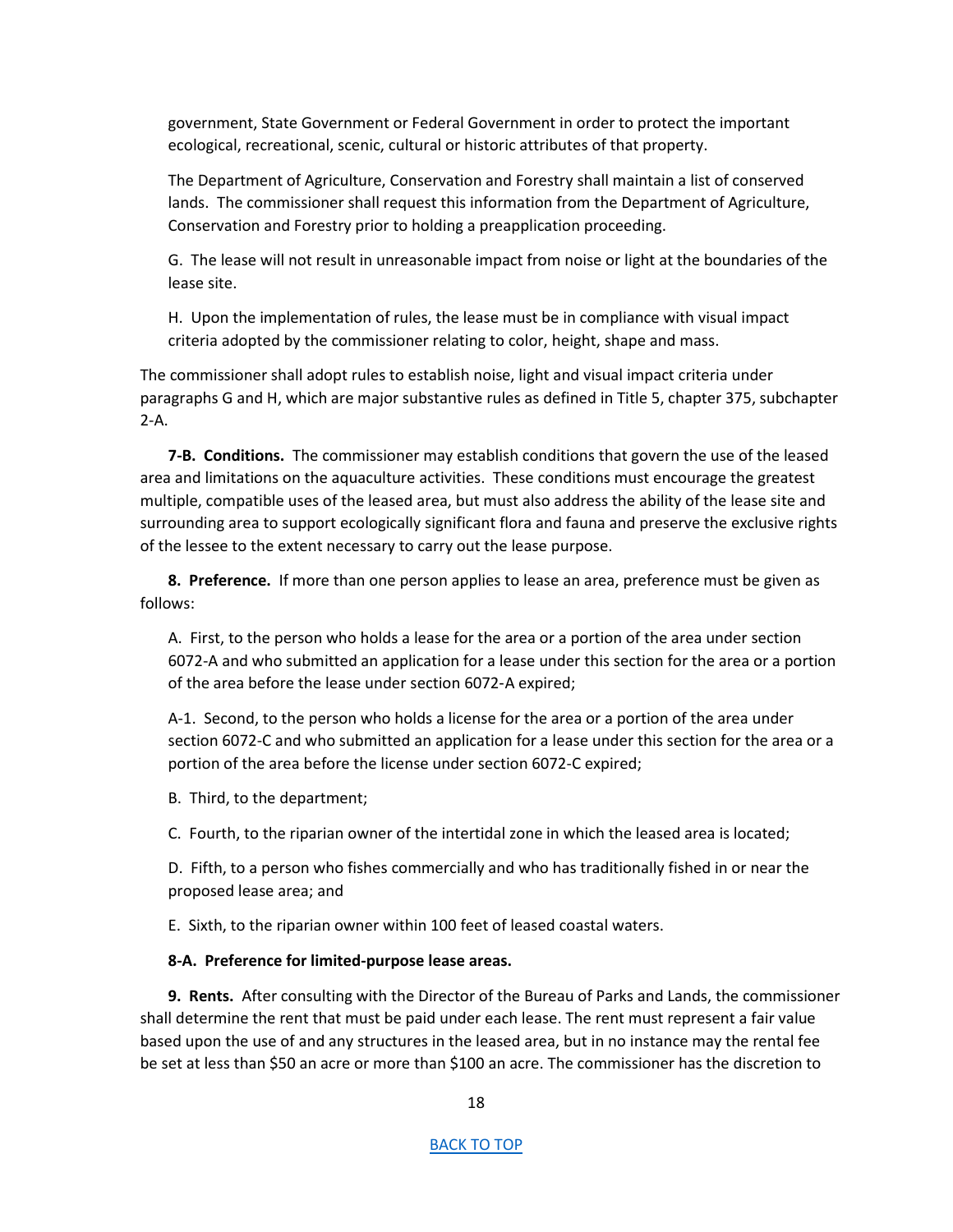government, State Government or Federal Government in order to protect the important ecological, recreational, scenic, cultural or historic attributes of that property.

The Department of Agriculture, Conservation and Forestry shall maintain a list of conserved lands. The commissioner shall request this information from the Department of Agriculture, Conservation and Forestry prior to holding a preapplication proceeding.

G. The lease will not result in unreasonable impact from noise or light at the boundaries of the lease site.

H. Upon the implementation of rules, the lease must be in compliance with visual impact criteria adopted by the commissioner relating to color, height, shape and mass.

The commissioner shall adopt rules to establish noise, light and visual impact criteria under paragraphs G and H, which are major substantive rules as defined in Title 5, chapter 375, subchapter 2-A.

**7-B. Conditions.** The commissioner may establish conditions that govern the use of the leased area and limitations on the aquaculture activities. These conditions must encourage the greatest multiple, compatible uses of the leased area, but must also address the ability of the lease site and surrounding area to support ecologically significant flora and fauna and preserve the exclusive rights of the lessee to the extent necessary to carry out the lease purpose.

**8. Preference.** If more than one person applies to lease an area, preference must be given as follows:

A. First, to the person who holds a lease for the area or a portion of the area under section 6072-A and who submitted an application for a lease under this section for the area or a portion of the area before the lease under section 6072-A expired;

A-1. Second, to the person who holds a license for the area or a portion of the area under section 6072-C and who submitted an application for a lease under this section for the area or a portion of the area before the license under section 6072-C expired;

B. Third, to the department;

C. Fourth, to the riparian owner of the intertidal zone in which the leased area is located;

D. Fifth, to a person who fishes commercially and who has traditionally fished in or near the proposed lease area; and

E. Sixth, to the riparian owner within 100 feet of leased coastal waters.

**8-A. Preference for limited-purpose lease areas.**

**9. Rents.** After consulting with the Director of the Bureau of Parks and Lands, the commissioner shall determine the rent that must be paid under each lease. The rent must represent a fair value based upon the use of and any structures in the leased area, but in no instance may the rental fee be set at less than $50 an acre or more than $100 an acre. The commissioner has the discretion to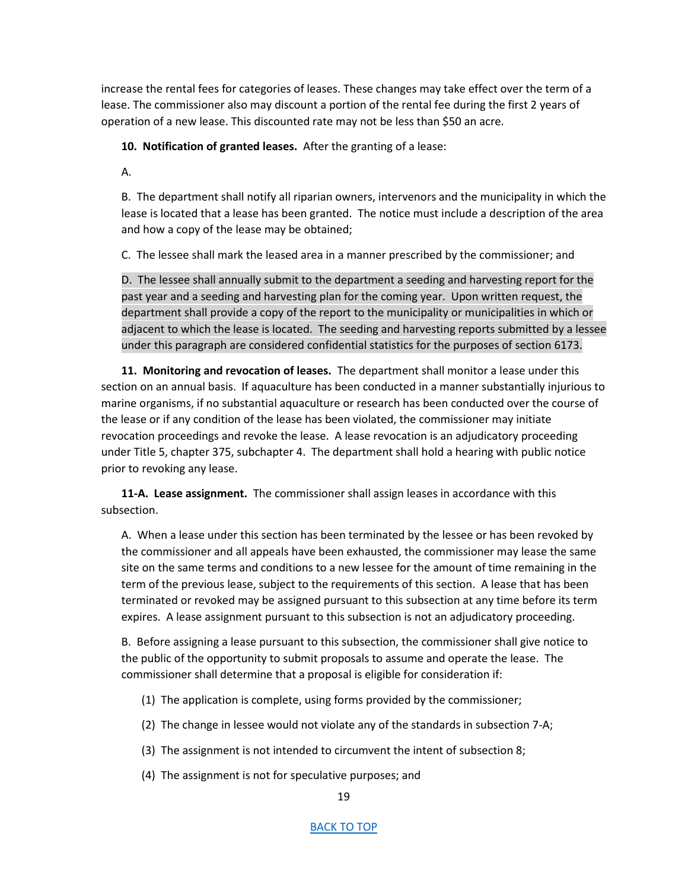increase the rental fees for categories of leases. These changes may take effect over the term of a lease. The commissioner also may discount a portion of the rental fee during the first 2 years of operation of a new lease. This discounted rate may not be less than $50 an acre.

**10. Notification of granted leases.** After the granting of a lease:

A.

B. The department shall notify all riparian owners, intervenors and the municipality in which the lease is located that a lease has been granted. The notice must include a description of the area and how a copy of the lease may be obtained;

C. The lessee shall mark the leased area in a manner prescribed by the commissioner; and

D. The lessee shall annually submit to the department a seeding and harvesting report for the past year and a seeding and harvesting plan for the coming year. Upon written request, the department shall provide a copy of the report to the municipality or municipalities in which or adjacent to which the lease is located. The seeding and harvesting reports submitted by a lessee under this paragraph are considered confidential statistics for the purposes of section 6173.

**11. Monitoring and revocation of leases.** The department shall monitor a lease under this section on an annual basis. If aquaculture has been conducted in a manner substantially injurious to marine organisms, if no substantial aquaculture or research has been conducted over the course of the lease or if any condition of the lease has been violated, the commissioner may initiate revocation proceedings and revoke the lease. A lease revocation is an adjudicatory proceeding under Title 5, chapter 375, subchapter 4. The department shall hold a hearing with public notice prior to revoking any lease.

**11-A. Lease assignment.** The commissioner shall assign leases in accordance with this subsection.

A. When a lease under this section has been terminated by the lessee or has been revoked by the commissioner and all appeals have been exhausted, the commissioner may lease the same site on the same terms and conditions to a new lessee for the amount of time remaining in the term of the previous lease, subject to the requirements of this section. A lease that has been terminated or revoked may be assigned pursuant to this subsection at any time before its term expires. A lease assignment pursuant to this subsection is not an adjudicatory proceeding.

B. Before assigning a lease pursuant to this subsection, the commissioner shall give notice to the public of the opportunity to submit proposals to assume and operate the lease. The commissioner shall determine that a proposal is eligible for consideration if:

(1) The application is complete, using forms provided by the commissioner;

(2) The change in lessee would not violate any of the standards in subsection 7-A;

(3) The assignment is not intended to circumvent the intent of subsection 8;

(4) The assignment is not for speculative purposes; and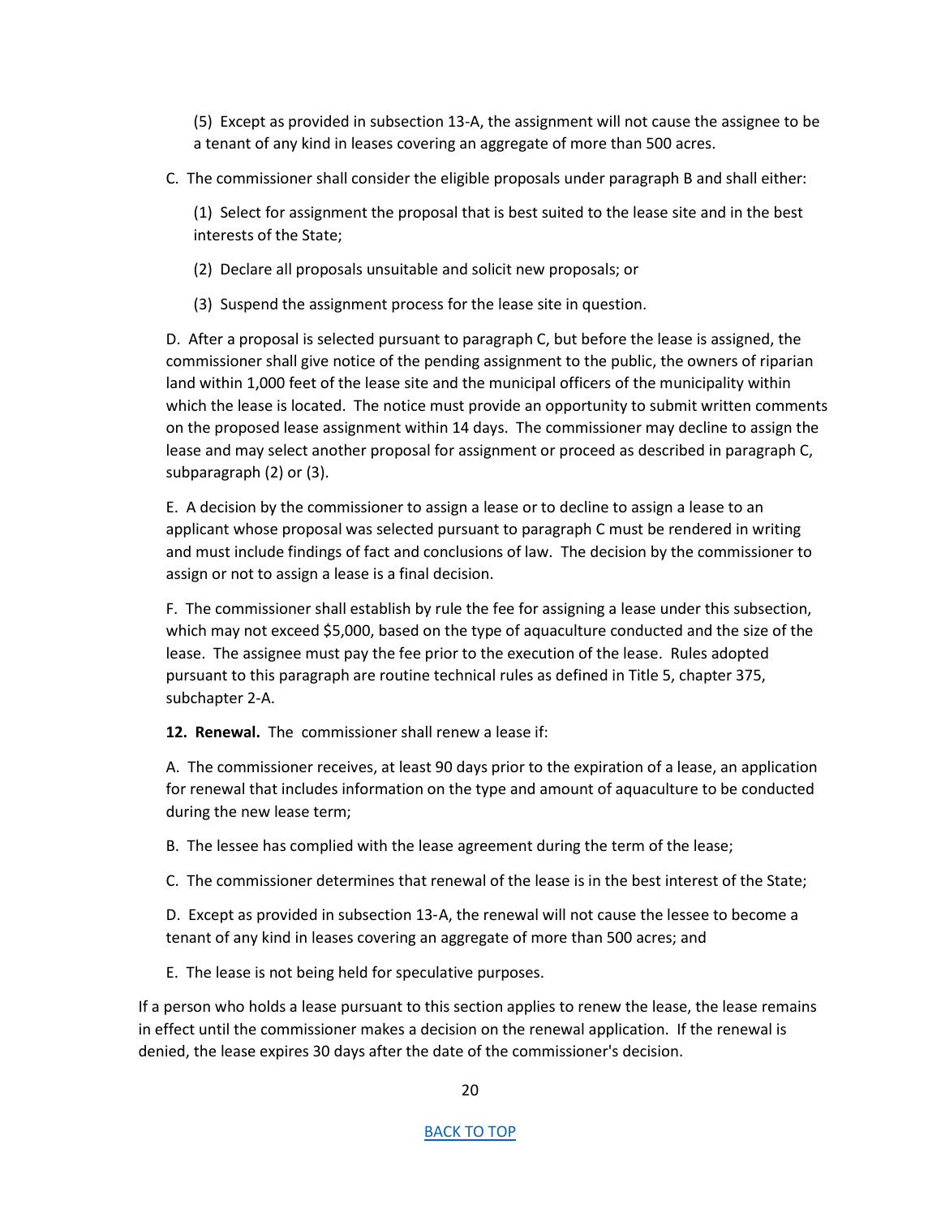(5) Except as provided in subsection 13-A, the assignment will not cause the assignee to be a tenant of any kind in leases covering an aggregate of more than 500 acres.

C. The commissioner shall consider the eligible proposals under paragraph B and shall either:

(1) Select for assignment the proposal that is best suited to the lease site and in the best interests of the State;

(2) Declare all proposals unsuitable and solicit new proposals; or

(3) Suspend the assignment process for the lease site in question.

D. After a proposal is selected pursuant to paragraph C, but before the lease is assigned, the commissioner shall give notice of the pending assignment to the public, the owners of riparian land within 1,000 feet of the lease site and the municipal officers of the municipality within which the lease is located. The notice must provide an opportunity to submit written comments on the proposed lease assignment within 14 days. The commissioner may decline to assign the lease and may select another proposal for assignment or proceed as described in paragraph C, subparagraph (2) or (3).

E. A decision by the commissioner to assign a lease or to decline to assign a lease to an applicant whose proposal was selected pursuant to paragraph C must be rendered in writing and must include findings of fact and conclusions of law. The decision by the commissioner to assign or not to assign a lease is a final decision.

F. The commissioner shall establish by rule the fee for assigning a lease under this subsection, which may not exceed $5,000, based on the type of aquaculture conducted and the size of the lease. The assignee must pay the fee prior to the execution of the lease. Rules adopted pursuant to this paragraph are routine technical rules as defined in Title 5, chapter 375, subchapter 2-A.

**12. Renewal.** The commissioner shall renew a lease if:

A. The commissioner receives, at least 90 days prior to the expiration of a lease, an application for renewal that includes information on the type and amount of aquaculture to be conducted during the new lease term;

B. The lessee has complied with the lease agreement during the term of the lease;

C. The commissioner determines that renewal of the lease is in the best interest of the State;

D. Except as provided in subsection 13-A, the renewal will not cause the lessee to become a tenant of any kind in leases covering an aggregate of more than 500 acres; and

E. The lease is not being held for speculative purposes.

If a person who holds a lease pursuant to this section applies to renew the lease, the lease remains in effect until the commissioner makes a decision on the renewal application. If the renewal is denied, the lease expires 30 days after the date of the commissioner's decision.

BACK TO TOP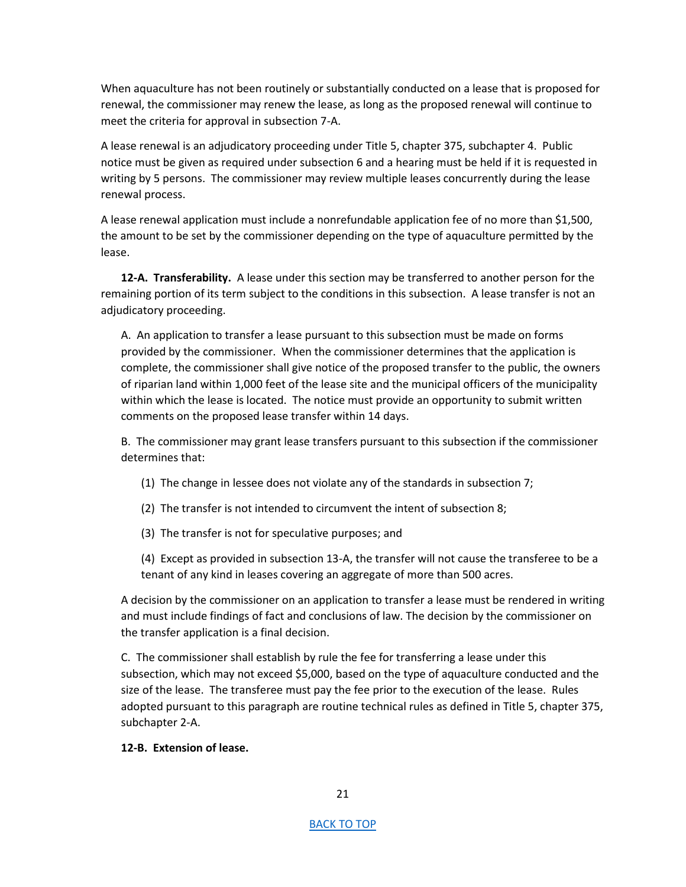When aquaculture has not been routinely or substantially conducted on a lease that is proposed for renewal, the commissioner may renew the lease, as long as the proposed renewal will continue to meet the criteria for approval in subsection 7-A.

A lease renewal is an adjudicatory proceeding under Title 5, chapter 375, subchapter 4. Public notice must be given as required under subsection 6 and a hearing must be held if it is requested in writing by 5 persons. The commissioner may review multiple leases concurrently during the lease renewal process.

A lease renewal application must include a nonrefundable application fee of no more than $1,500, the amount to be set by the commissioner depending on the type of aquaculture permitted by the lease.

**12-A. Transferability.** A lease under this section may be transferred to another person for the remaining portion of its term subject to the conditions in this subsection. A lease transfer is not an adjudicatory proceeding.

A. An application to transfer a lease pursuant to this subsection must be made on forms provided by the commissioner. When the commissioner determines that the application is complete, the commissioner shall give notice of the proposed transfer to the public, the owners of riparian land within 1,000 feet of the lease site and the municipal officers of the municipality within which the lease is located. The notice must provide an opportunity to submit written comments on the proposed lease transfer within 14 days.

B. The commissioner may grant lease transfers pursuant to this subsection if the commissioner determines that:

(1) The change in lessee does not violate any of the standards in subsection 7;

(2) The transfer is not intended to circumvent the intent of subsection 8;

(3) The transfer is not for speculative purposes; and

(4) Except as provided in subsection 13-A, the transfer will not cause the transferee to be a tenant of any kind in leases covering an aggregate of more than 500 acres.

A decision by the commissioner on an application to transfer a lease must be rendered in writing and must include findings of fact and conclusions of law. The decision by the commissioner on the transfer application is a final decision.

C. The commissioner shall establish by rule the fee for transferring a lease under this subsection, which may not exceed $5,000, based on the type of aquaculture conducted and the size of the lease. The transferee must pay the fee prior to the execution of the lease. Rules adopted pursuant to this paragraph are routine technical rules as defined in Title 5, chapter 375, subchapter 2-A.

**12-B. Extension of lease.**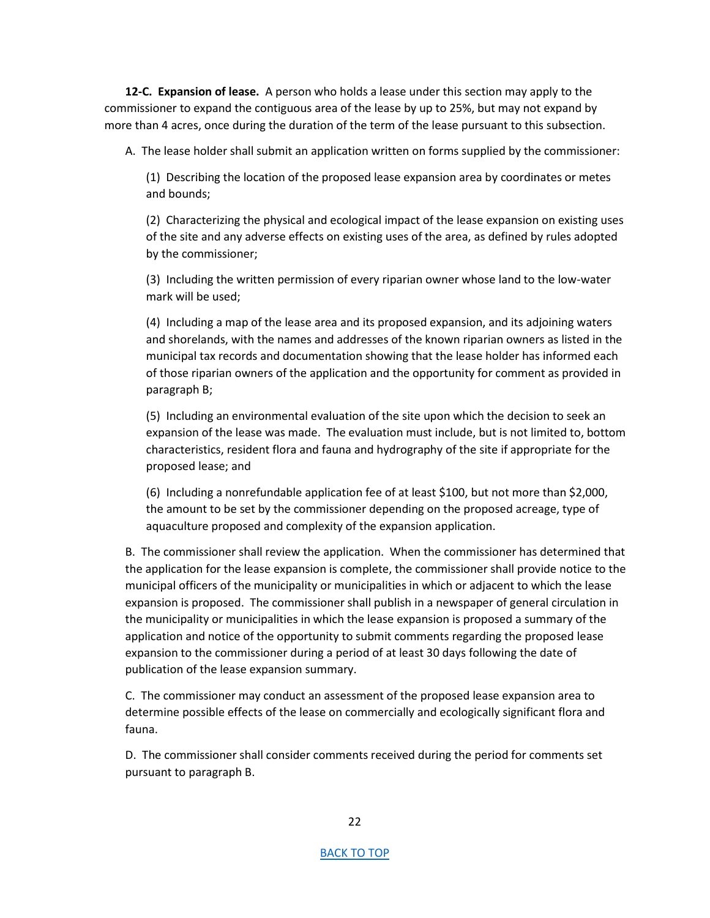**12-C. Expansion of lease.** A person who holds a lease under this section may apply to the commissioner to expand the contiguous area of the lease by up to 25%, but may not expand by more than 4 acres, once during the duration of the term of the lease pursuant to this subsection.

A. The lease holder shall submit an application written on forms supplied by the commissioner:

(1) Describing the location of the proposed lease expansion area by coordinates or metes and bounds;

(2) Characterizing the physical and ecological impact of the lease expansion on existing uses of the site and any adverse effects on existing uses of the area, as defined by rules adopted by the commissioner;

(3) Including the written permission of every riparian owner whose land to the low-water mark will be used;

(4) Including a map of the lease area and its proposed expansion, and its adjoining waters and shorelands, with the names and addresses of the known riparian owners as listed in the municipal tax records and documentation showing that the lease holder has informed each of those riparian owners of the application and the opportunity for comment as provided in paragraph B;

(5) Including an environmental evaluation of the site upon which the decision to seek an expansion of the lease was made. The evaluation must include, but is not limited to, bottom characteristics, resident flora and fauna and hydrography of the site if appropriate for the proposed lease; and

(6) Including a nonrefundable application fee of at least $100, but not more than $2,000, the amount to be set by the commissioner depending on the proposed acreage, type of aquaculture proposed and complexity of the expansion application.

B. The commissioner shall review the application. When the commissioner has determined that the application for the lease expansion is complete, the commissioner shall provide notice to the municipal officers of the municipality or municipalities in which or adjacent to which the lease expansion is proposed. The commissioner shall publish in a newspaper of general circulation in the municipality or municipalities in which the lease expansion is proposed a summary of the application and notice of the opportunity to submit comments regarding the proposed lease expansion to the commissioner during a period of at least 30 days following the date of publication of the lease expansion summary.

C. The commissioner may conduct an assessment of the proposed lease expansion area to determine possible effects of the lease on commercially and ecologically significant flora and fauna.

D. The commissioner shall consider comments received during the period for comments set pursuant to paragraph B.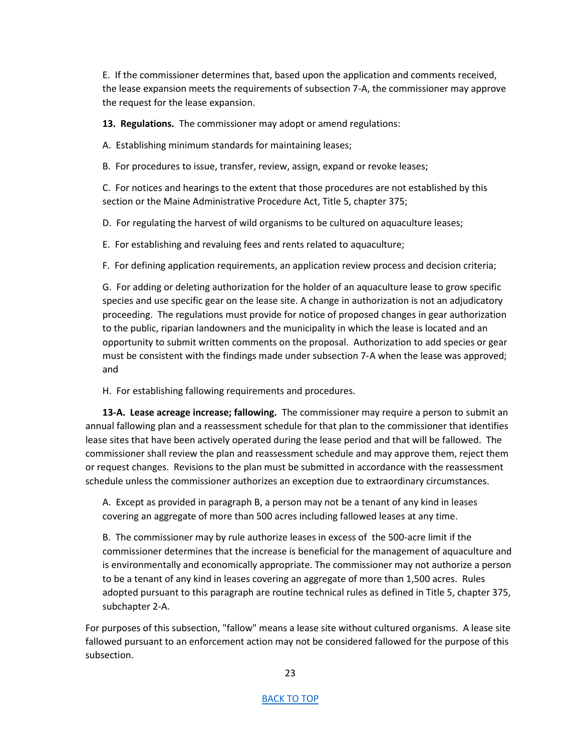E. If the commissioner determines that, based upon the application and comments received, the lease expansion meets the requirements of subsection 7-A, the commissioner may approve the request for the lease expansion.

**13. Regulations.** The commissioner may adopt or amend regulations:

A. Establishing minimum standards for maintaining leases;

B. For procedures to issue, transfer, review, assign, expand or revoke leases;

C. For notices and hearings to the extent that those procedures are not established by this section or the Maine Administrative Procedure Act, Title 5, chapter 375;

D. For regulating the harvest of wild organisms to be cultured on aquaculture leases;

E. For establishing and revaluing fees and rents related to aquaculture;

F. For defining application requirements, an application review process and decision criteria;

G. For adding or deleting authorization for the holder of an aquaculture lease to grow specific species and use specific gear on the lease site. A change in authorization is not an adjudicatory proceeding. The regulations must provide for notice of proposed changes in gear authorization to the public, riparian landowners and the municipality in which the lease is located and an opportunity to submit written comments on the proposal. Authorization to add species or gear must be consistent with the findings made under subsection 7-A when the lease was approved; and

H. For establishing fallowing requirements and procedures.

**13-A. Lease acreage increase; fallowing.** The commissioner may require a person to submit an annual fallowing plan and a reassessment schedule for that plan to the commissioner that identifies lease sites that have been actively operated during the lease period and that will be fallowed. The commissioner shall review the plan and reassessment schedule and may approve them, reject them or request changes. Revisions to the plan must be submitted in accordance with the reassessment schedule unless the commissioner authorizes an exception due to extraordinary circumstances.

A. Except as provided in paragraph B, a person may not be a tenant of any kind in leases covering an aggregate of more than 500 acres including fallowed leases at any time.

B. The commissioner may by rule authorize leases in excess of the 500-acre limit if the commissioner determines that the increase is beneficial for the management of aquaculture and is environmentally and economically appropriate. The commissioner may not authorize a person to be a tenant of any kind in leases covering an aggregate of more than 1,500 acres. Rules adopted pursuant to this paragraph are routine technical rules as defined in Title 5, chapter 375, subchapter 2-A.

For purposes of this subsection, "fallow" means a lease site without cultured organisms. A lease site fallowed pursuant to an enforcement action may not be considered fallowed for the purpose of this subsection.

BACK TO TOP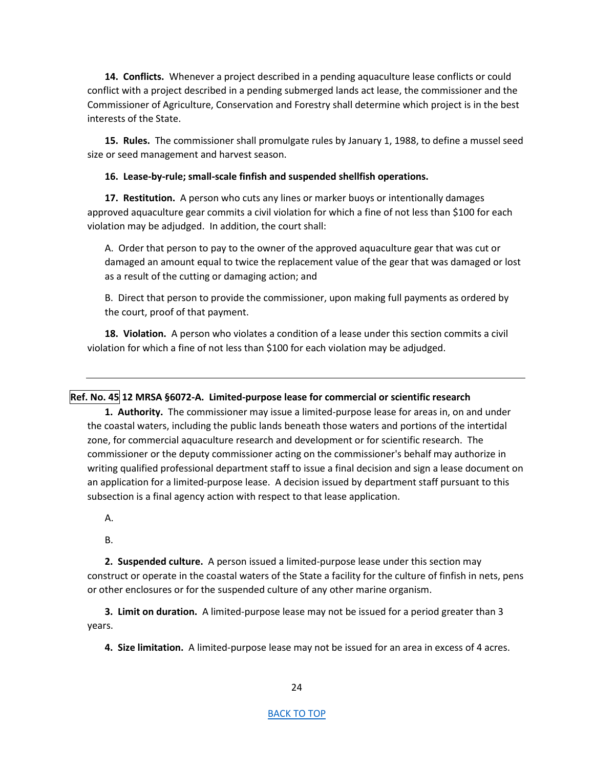**14. Conflicts.** Whenever a project described in a pending aquaculture lease conflicts or could conflict with a project described in a pending submerged lands act lease, the commissioner and the Commissioner of Agriculture, Conservation and Forestry shall determine which project is in the best interests of the State.

**15. Rules.** The commissioner shall promulgate rules by January 1, 1988, to define a mussel seed size or seed management and harvest season.

**16. Lease-by-rule; small-scale finfish and suspended shellfish operations.**

**17. Restitution.** A person who cuts any lines or marker buoys or intentionally damages approved aquaculture gear commits a civil violation for which a fine of not less than $100 for each violation may be adjudged. In addition, the court shall:

A. Order that person to pay to the owner of the approved aquaculture gear that was cut or damaged an amount equal to twice the replacement value of the gear that was damaged or lost as a result of the cutting or damaging action; and

B. Direct that person to provide the commissioner, upon making full payments as ordered by the court, proof of that payment.

**18. Violation.** A person who violates a condition of a lease under this section commits a civil violation for which a fine of not less than $100 for each violation may be adjudged.

---

**Ref. No. 45 12 MRSA §6072-A. Limited-purpose lease for commercial or scientific research**

**1. Authority.** The commissioner may issue a limited-purpose lease for areas in, on and under the coastal waters, including the public lands beneath those waters and portions of the intertidal zone, for commercial aquaculture research and development or for scientific research. The commissioner or the deputy commissioner acting on the commissioner's behalf may authorize in writing qualified professional department staff to issue a final decision and sign a lease document on an application for a limited-purpose lease. A decision issued by department staff pursuant to this subsection is a final agency action with respect to that lease application.

A.

B.

**2. Suspended culture.** A person issued a limited-purpose lease under this section may construct or operate in the coastal waters of the State a facility for the culture of finfish in nets, pens or other enclosures or for the suspended culture of any other marine organism.

**3. Limit on duration.** A limited-purpose lease may not be issued for a period greater than 3 years.

**4. Size limitation.** A limited-purpose lease may not be issued for an area in excess of 4 acres.

BACK TO TOP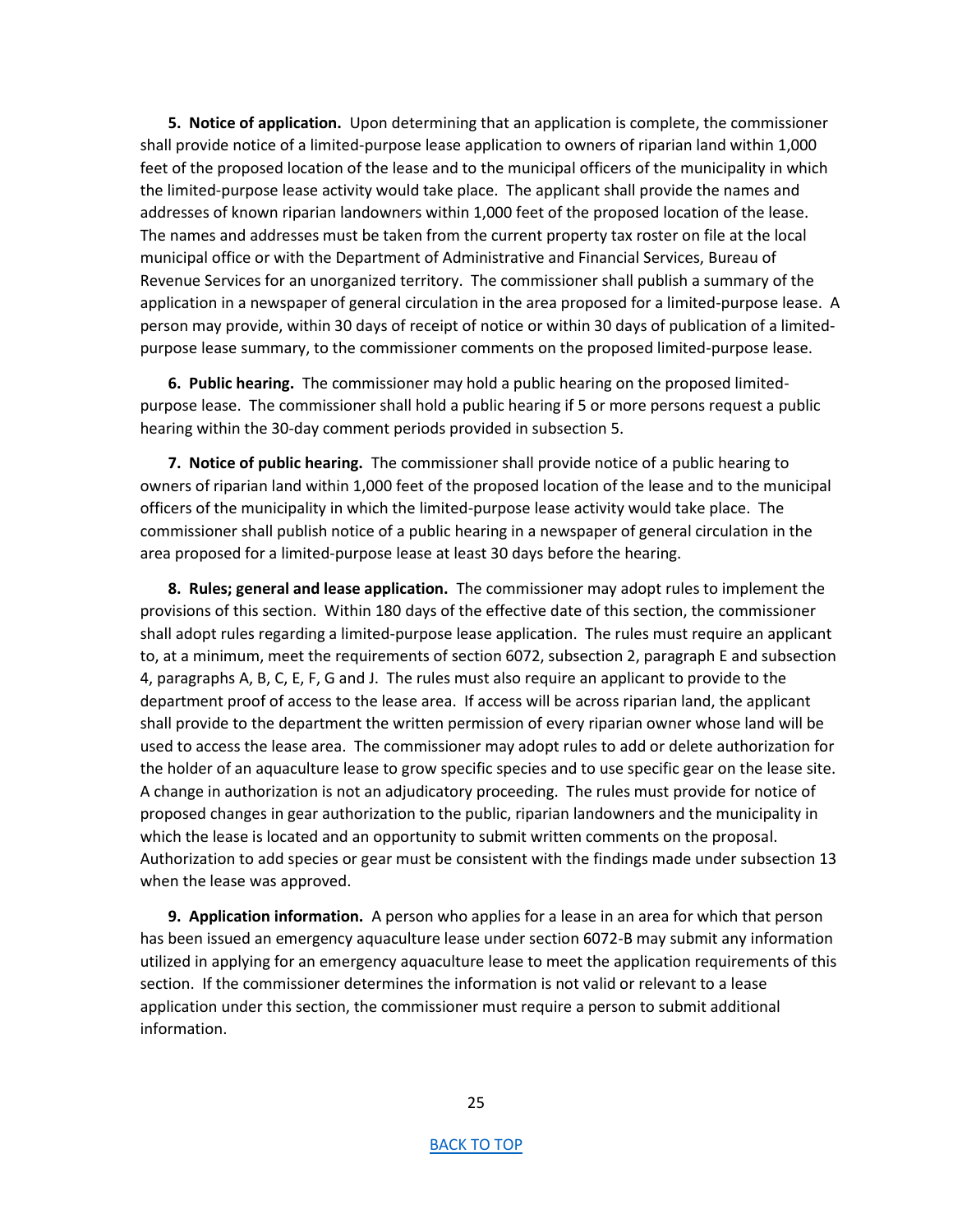**5. Notice of application.** Upon determining that an application is complete, the commissioner shall provide notice of a limited-purpose lease application to owners of riparian land within 1,000 feet of the proposed location of the lease and to the municipal officers of the municipality in which the limited-purpose lease activity would take place. The applicant shall provide the names and addresses of known riparian landowners within 1,000 feet of the proposed location of the lease. The names and addresses must be taken from the current property tax roster on file at the local municipal office or with the Department of Administrative and Financial Services, Bureau of Revenue Services for an unorganized territory. The commissioner shall publish a summary of the application in a newspaper of general circulation in the area proposed for a limited-purpose lease. A person may provide, within 30 days of receipt of notice or within 30 days of publication of a limited-purpose lease summary, to the commissioner comments on the proposed limited-purpose lease.

**6. Public hearing.** The commissioner may hold a public hearing on the proposed limited-purpose lease. The commissioner shall hold a public hearing if 5 or more persons request a public hearing within the 30-day comment periods provided in subsection 5.

**7. Notice of public hearing.** The commissioner shall provide notice of a public hearing to owners of riparian land within 1,000 feet of the proposed location of the lease and to the municipal officers of the municipality in which the limited-purpose lease activity would take place. The commissioner shall publish notice of a public hearing in a newspaper of general circulation in the area proposed for a limited-purpose lease at least 30 days before the hearing.

**8. Rules; general and lease application.** The commissioner may adopt rules to implement the provisions of this section. Within 180 days of the effective date of this section, the commissioner shall adopt rules regarding a limited-purpose lease application. The rules must require an applicant to, at a minimum, meet the requirements of section 6072, subsection 2, paragraph E and subsection 4, paragraphs A, B, C, E, F, G and J. The rules must also require an applicant to provide to the department proof of access to the lease area. If access will be across riparian land, the applicant shall provide to the department the written permission of every riparian owner whose land will be used to access the lease area. The commissioner may adopt rules to add or delete authorization for the holder of an aquaculture lease to grow specific species and to use specific gear on the lease site. A change in authorization is not an adjudicatory proceeding. The rules must provide for notice of proposed changes in gear authorization to the public, riparian landowners and the municipality in which the lease is located and an opportunity to submit written comments on the proposal. Authorization to add species or gear must be consistent with the findings made under subsection 13 when the lease was approved.

**9. Application information.** A person who applies for a lease in an area for which that person has been issued an emergency aquaculture lease under section 6072-B may submit any information utilized in applying for an emergency aquaculture lease to meet the application requirements of this section. If the commissioner determines the information is not valid or relevant to a lease application under this section, the commissioner must require a person to submit additional information.

BACK TO TOP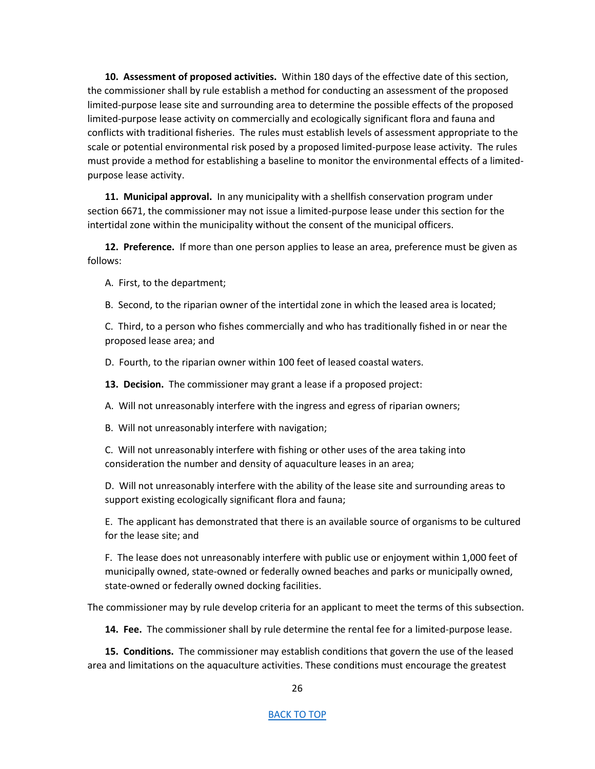**10. Assessment of proposed activities.** Within 180 days of the effective date of this section, the commissioner shall by rule establish a method for conducting an assessment of the proposed limited-purpose lease site and surrounding area to determine the possible effects of the proposed limited-purpose lease activity on commercially and ecologically significant flora and fauna and conflicts with traditional fisheries. The rules must establish levels of assessment appropriate to the scale or potential environmental risk posed by a proposed limited-purpose lease activity. The rules must provide a method for establishing a baseline to monitor the environmental effects of a limited-purpose lease activity.

**11. Municipal approval.** In any municipality with a shellfish conservation program under section 6671, the commissioner may not issue a limited-purpose lease under this section for the intertidal zone within the municipality without the consent of the municipal officers.

**12. Preference.** If more than one person applies to lease an area, preference must be given as follows:

A. First, to the department;

B. Second, to the riparian owner of the intertidal zone in which the leased area is located;

C. Third, to a person who fishes commercially and who has traditionally fished in or near the proposed lease area; and

D. Fourth, to the riparian owner within 100 feet of leased coastal waters.

**13. Decision.** The commissioner may grant a lease if a proposed project:

A. Will not unreasonably interfere with the ingress and egress of riparian owners;

B. Will not unreasonably interfere with navigation;

C. Will not unreasonably interfere with fishing or other uses of the area taking into consideration the number and density of aquaculture leases in an area;

D. Will not unreasonably interfere with the ability of the lease site and surrounding areas to support existing ecologically significant flora and fauna;

E. The applicant has demonstrated that there is an available source of organisms to be cultured for the lease site; and

F. The lease does not unreasonably interfere with public use or enjoyment within 1,000 feet of municipally owned, state-owned or federally owned beaches and parks or municipally owned, state-owned or federally owned docking facilities.

The commissioner may by rule develop criteria for an applicant to meet the terms of this subsection.

**14. Fee.** The commissioner shall by rule determine the rental fee for a limited-purpose lease.

**15. Conditions.** The commissioner may establish conditions that govern the use of the leased area and limitations on the aquaculture activities. These conditions must encourage the greatest

[BACK TO TOP]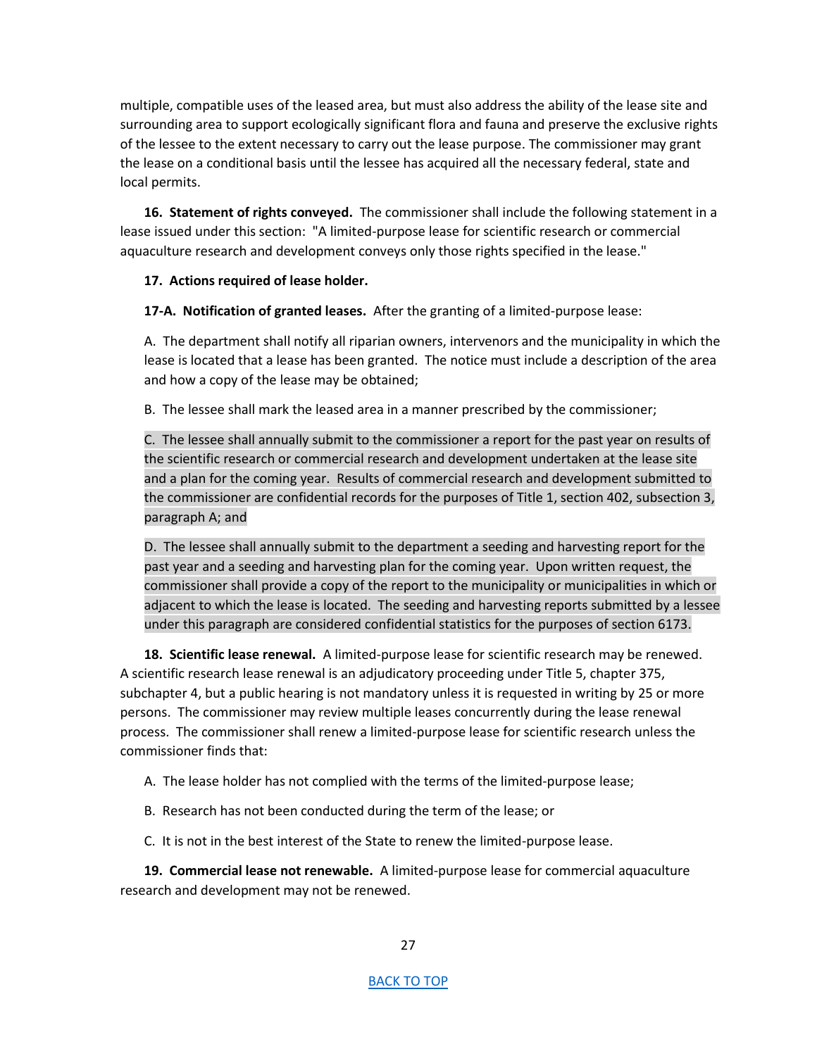multiple, compatible uses of the leased area, but must also address the ability of the lease site and surrounding area to support ecologically significant flora and fauna and preserve the exclusive rights of the lessee to the extent necessary to carry out the lease purpose. The commissioner may grant the lease on a conditional basis until the lessee has acquired all the necessary federal, state and local permits.

**16. Statement of rights conveyed.** The commissioner shall include the following statement in a lease issued under this section: "A limited-purpose lease for scientific research or commercial aquaculture research and development conveys only those rights specified in the lease."

**17. Actions required of lease holder.**

**17-A. Notification of granted leases.** After the granting of a limited-purpose lease:

A. The department shall notify all riparian owners, intervenors and the municipality in which the lease is located that a lease has been granted. The notice must include a description of the area and how a copy of the lease may be obtained;

B. The lessee shall mark the leased area in a manner prescribed by the commissioner;

C. The lessee shall annually submit to the commissioner a report for the past year on results of the scientific research or commercial research and development undertaken at the lease site and a plan for the coming year. Results of commercial research and development submitted to the commissioner are confidential records for the purposes of Title 1, section 402, subsection 3, paragraph A; and

D. The lessee shall annually submit to the department a seeding and harvesting report for the past year and a seeding and harvesting plan for the coming year. Upon written request, the commissioner shall provide a copy of the report to the municipality or municipalities in which or adjacent to which the lease is located. The seeding and harvesting reports submitted by a lessee under this paragraph are considered confidential statistics for the purposes of section 6173.

**18. Scientific lease renewal.** A limited-purpose lease for scientific research may be renewed. A scientific research lease renewal is an adjudicatory proceeding under Title 5, chapter 375, subchapter 4, but a public hearing is not mandatory unless it is requested in writing by 25 or more persons. The commissioner may review multiple leases concurrently during the lease renewal process. The commissioner shall renew a limited-purpose lease for scientific research unless the commissioner finds that:

A. The lease holder has not complied with the terms of the limited-purpose lease;

B. Research has not been conducted during the term of the lease; or

C. It is not in the best interest of the State to renew the limited-purpose lease.

**19. Commercial lease not renewable.** A limited-purpose lease for commercial aquaculture research and development may not be renewed.

BACK TO TOP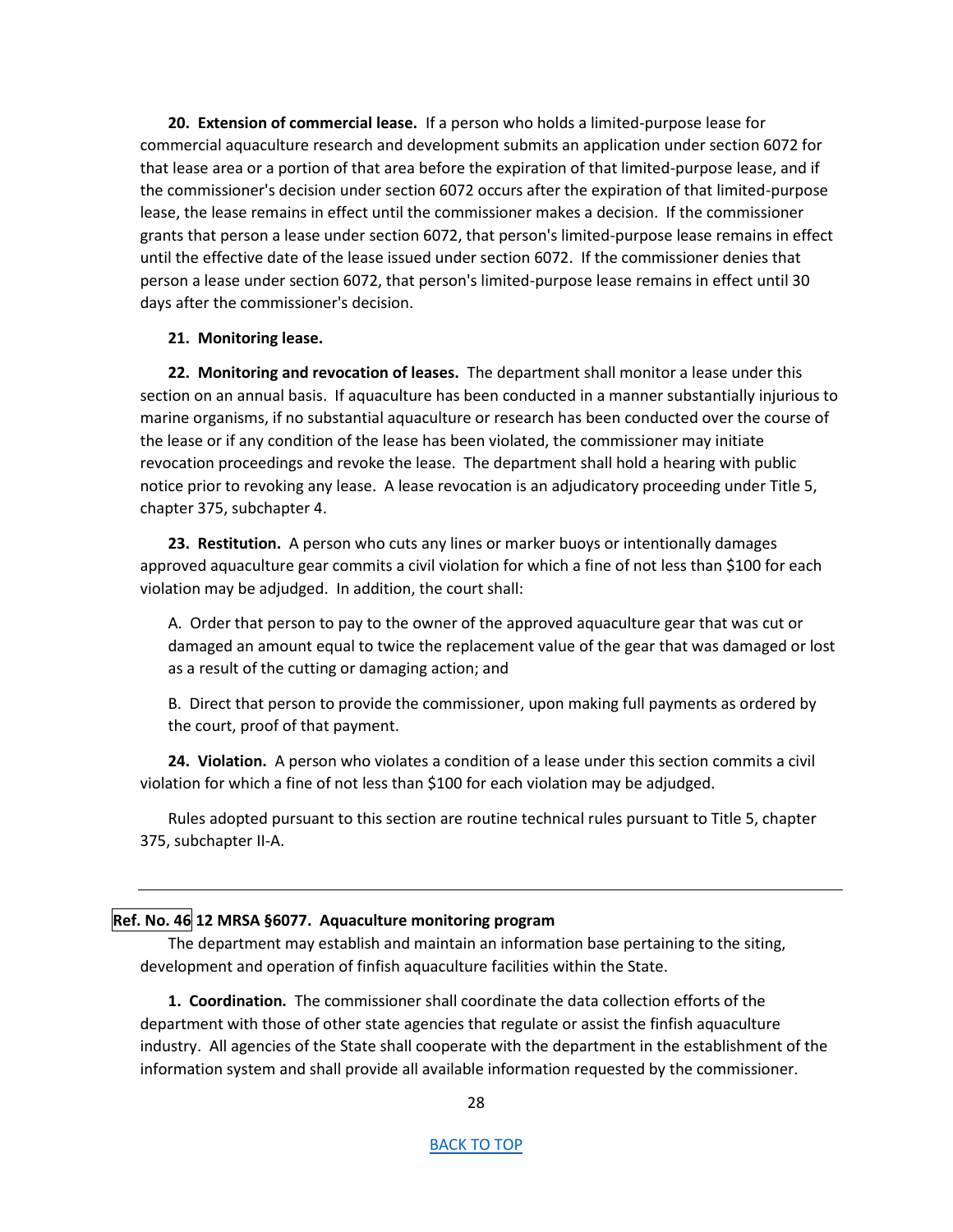**20. Extension of commercial lease.** If a person who holds a limited-purpose lease for commercial aquaculture research and development submits an application under section 6072 for that lease area or a portion of that area before the expiration of that limited-purpose lease, and if the commissioner's decision under section 6072 occurs after the expiration of that limited-purpose lease, the lease remains in effect until the commissioner makes a decision. If the commissioner grants that person a lease under section 6072, that person's limited-purpose lease remains in effect until the effective date of the lease issued under section 6072. If the commissioner denies that person a lease under section 6072, that person's limited-purpose lease remains in effect until 30 days after the commissioner's decision.

**21. Monitoring lease.**

**22. Monitoring and revocation of leases.** The department shall monitor a lease under this section on an annual basis. If aquaculture has been conducted in a manner substantially injurious to marine organisms, if no substantial aquaculture or research has been conducted over the course of the lease or if any condition of the lease has been violated, the commissioner may initiate revocation proceedings and revoke the lease. The department shall hold a hearing with public notice prior to revoking any lease. A lease revocation is an adjudicatory proceeding under Title 5, chapter 375, subchapter 4.

**23. Restitution.** A person who cuts any lines or marker buoys or intentionally damages approved aquaculture gear commits a civil violation for which a fine of not less than $100 for each violation may be adjudged. In addition, the court shall:

A. Order that person to pay to the owner of the approved aquaculture gear that was cut or damaged an amount equal to twice the replacement value of the gear that was damaged or lost as a result of the cutting or damaging action; and

B. Direct that person to provide the commissioner, upon making full payments as ordered by the court, proof of that payment.

**24. Violation.** A person who violates a condition of a lease under this section commits a civil violation for which a fine of not less than $100 for each violation may be adjudged.

Rules adopted pursuant to this section are routine technical rules pursuant to Title 5, chapter 375, subchapter II-A.

---

**Ref. No. 46 12 MRSA §6077. Aquaculture monitoring program**

The department may establish and maintain an information base pertaining to the siting, development and operation of finfish aquaculture facilities within the State.

**1. Coordination.** The commissioner shall coordinate the data collection efforts of the department with those of other state agencies that regulate or assist the finfish aquaculture industry. All agencies of the State shall cooperate with the department in the establishment of the information system and shall provide all available information requested by the commissioner.

BACK TO TOP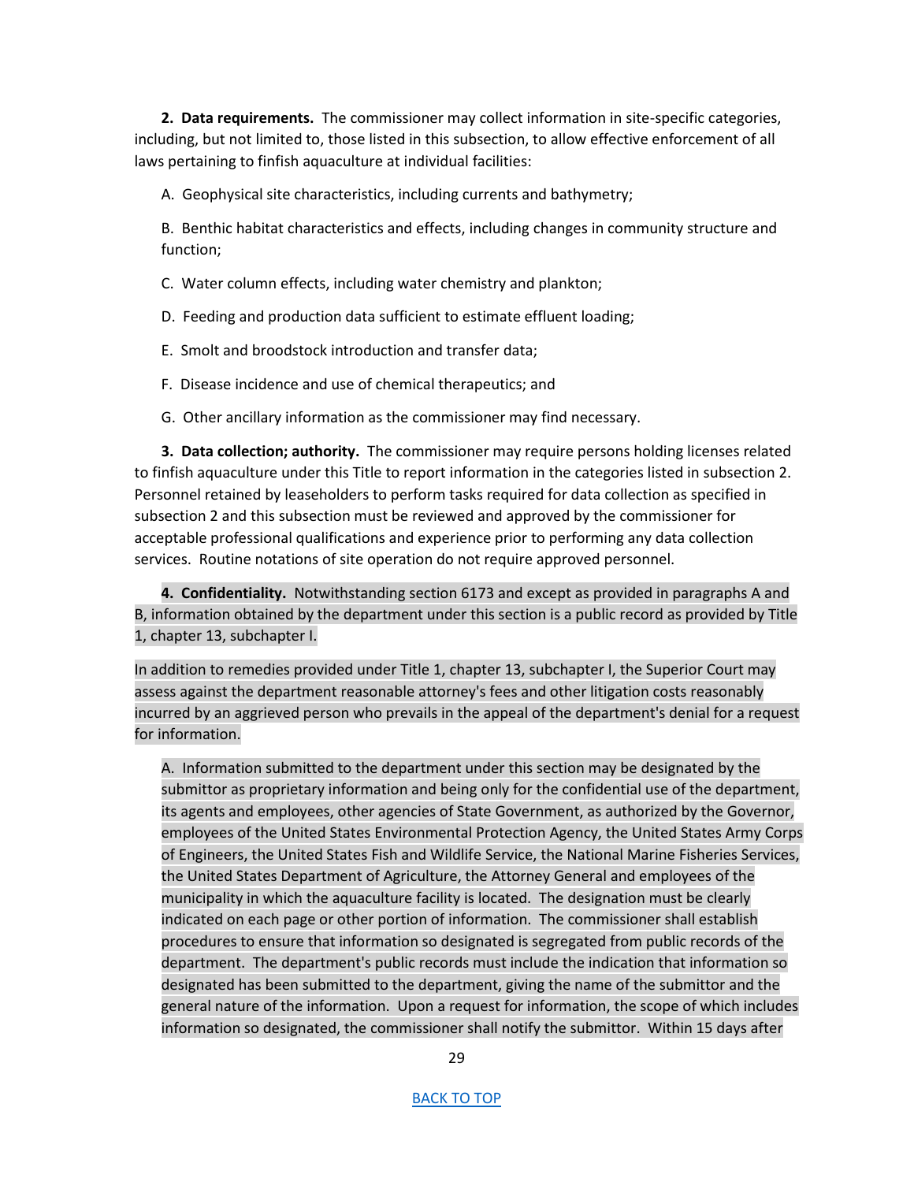**2. Data requirements.** The commissioner may collect information in site-specific categories, including, but not limited to, those listed in this subsection, to allow effective enforcement of all laws pertaining to finfish aquaculture at individual facilities:

A. Geophysical site characteristics, including currents and bathymetry;

B. Benthic habitat characteristics and effects, including changes in community structure and function;

C. Water column effects, including water chemistry and plankton;

D. Feeding and production data sufficient to estimate effluent loading;

E. Smolt and broodstock introduction and transfer data;

F. Disease incidence and use of chemical therapeutics; and

G. Other ancillary information as the commissioner may find necessary.

**3. Data collection; authority.** The commissioner may require persons holding licenses related to finfish aquaculture under this Title to report information in the categories listed in subsection 2. Personnel retained by leaseholders to perform tasks required for data collection as specified in subsection 2 and this subsection must be reviewed and approved by the commissioner for acceptable professional qualifications and experience prior to performing any data collection services. Routine notations of site operation do not require approved personnel.

**4. Confidentiality.** Notwithstanding section 6173 and except as provided in paragraphs A and B, information obtained by the department under this section is a public record as provided by Title 1, chapter 13, subchapter I.

In addition to remedies provided under Title 1, chapter 13, subchapter I, the Superior Court may assess against the department reasonable attorney's fees and other litigation costs reasonably incurred by an aggrieved person who prevails in the appeal of the department's denial for a request for information.

A. Information submitted to the department under this section may be designated by the submittor as proprietary information and being only for the confidential use of the department, its agents and employees, other agencies of State Government, as authorized by the Governor, employees of the United States Environmental Protection Agency, the United States Army Corps of Engineers, the United States Fish and Wildlife Service, the National Marine Fisheries Services, the United States Department of Agriculture, the Attorney General and employees of the municipality in which the aquaculture facility is located. The designation must be clearly indicated on each page or other portion of information. The commissioner shall establish procedures to ensure that information so designated is segregated from public records of the department. The department's public records must include the indication that information so designated has been submitted to the department, giving the name of the submittor and the general nature of the information. Upon a request for information, the scope of which includes information so designated, the commissioner shall notify the submittor. Within 15 days after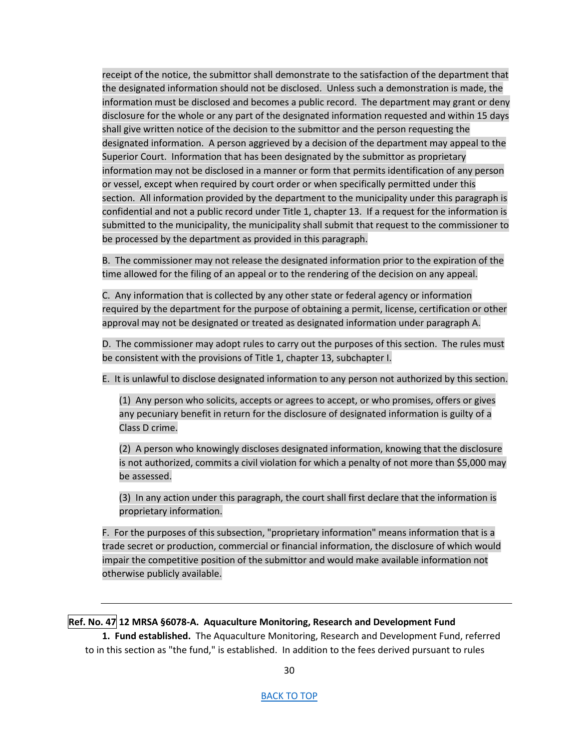receipt of the notice, the submittor shall demonstrate to the satisfaction of the department that the designated information should not be disclosed. Unless such a demonstration is made, the information must be disclosed and becomes a public record. The department may grant or deny disclosure for the whole or any part of the designated information requested and within 15 days shall give written notice of the decision to the submittor and the person requesting the designated information. A person aggrieved by a decision of the department may appeal to the Superior Court. Information that has been designated by the submittor as proprietary information may not be disclosed in a manner or form that permits identification of any person or vessel, except when required by court order or when specifically permitted under this section. All information provided by the department to the municipality under this paragraph is confidential and not a public record under Title 1, chapter 13. If a request for the information is submitted to the municipality, the municipality shall submit that request to the commissioner to be processed by the department as provided in this paragraph.

B. The commissioner may not release the designated information prior to the expiration of the time allowed for the filing of an appeal or to the rendering of the decision on any appeal.

C. Any information that is collected by any other state or federal agency or information required by the department for the purpose of obtaining a permit, license, certification or other approval may not be designated or treated as designated information under paragraph A.

D. The commissioner may adopt rules to carry out the purposes of this section. The rules must be consistent with the provisions of Title 1, chapter 13, subchapter I.

E. It is unlawful to disclose designated information to any person not authorized by this section.

(1) Any person who solicits, accepts or agrees to accept, or who promises, offers or gives any pecuniary benefit in return for the disclosure of designated information is guilty of a Class D crime.

(2) A person who knowingly discloses designated information, knowing that the disclosure is not authorized, commits a civil violation for which a penalty of not more than $5,000 may be assessed.

(3) In any action under this paragraph, the court shall first declare that the information is proprietary information.

F. For the purposes of this subsection, "proprietary information" means information that is a trade secret or production, commercial or financial information, the disclosure of which would impair the competitive position of the submittor and would make available information not otherwise publicly available.

---

**Ref. No. 47 12 MRSA §6078-A. Aquaculture Monitoring, Research and Development Fund**

**1. Fund established.** The Aquaculture Monitoring, Research and Development Fund, referred to in this section as "the fund," is established. In addition to the fees derived pursuant to rules

BACK TO TOP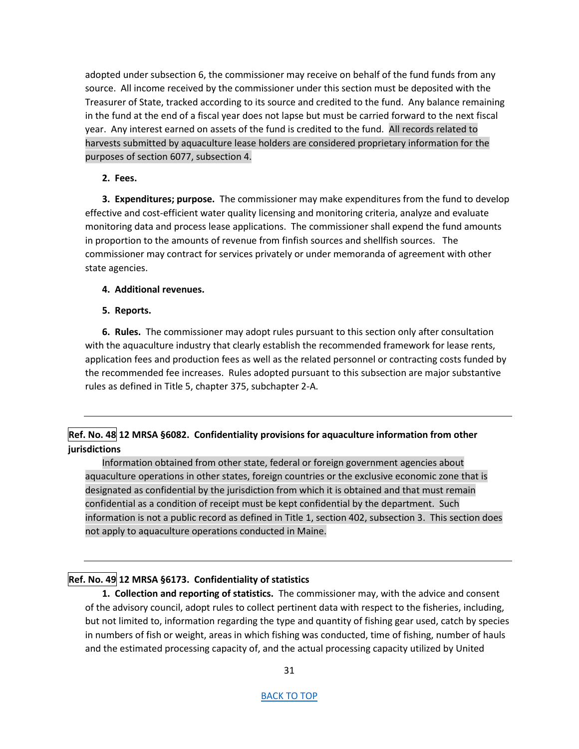adopted under subsection 6, the commissioner may receive on behalf of the fund funds from any source. All income received by the commissioner under this section must be deposited with the Treasurer of State, tracked according to its source and credited to the fund. Any balance remaining in the fund at the end of a fiscal year does not lapse but must be carried forward to the next fiscal year. Any interest earned on assets of the fund is credited to the fund. All records related to harvests submitted by aquaculture lease holders are considered proprietary information for the purposes of section 6077, subsection 4.

**2. Fees.**

**3. Expenditures; purpose.** The commissioner may make expenditures from the fund to develop effective and cost-efficient water quality licensing and monitoring criteria, analyze and evaluate monitoring data and process lease applications. The commissioner shall expend the fund amounts in proportion to the amounts of revenue from finfish sources and shellfish sources. The commissioner may contract for services privately or under memoranda of agreement with other state agencies.

**4. Additional revenues.**

**5. Reports.**

**6. Rules.** The commissioner may adopt rules pursuant to this section only after consultation with the aquaculture industry that clearly establish the recommended framework for lease rents, application fees and production fees as well as the related personnel or contracting costs funded by the recommended fee increases. Rules adopted pursuant to this subsection are major substantive rules as defined in Title 5, chapter 375, subchapter 2-A.

---

**Ref. No. 48 12 MRSA §6082. Confidentiality provisions for aquaculture information from other jurisdictions**

Information obtained from other state, federal or foreign government agencies about aquaculture operations in other states, foreign countries or the exclusive economic zone that is designated as confidential by the jurisdiction from which it is obtained and that must remain confidential as a condition of receipt must be kept confidential by the department. Such information is not a public record as defined in Title 1, section 402, subsection 3. This section does not apply to aquaculture operations conducted in Maine.

---

**Ref. No. 49 12 MRSA §6173. Confidentiality of statistics**

**1. Collection and reporting of statistics.** The commissioner may, with the advice and consent of the advisory council, adopt rules to collect pertinent data with respect to the fisheries, including, but not limited to, information regarding the type and quantity of fishing gear used, catch by species in numbers of fish or weight, areas in which fishing was conducted, time of fishing, number of hauls and the estimated processing capacity of, and the actual processing capacity utilized by United

[BACK TO TOP](#)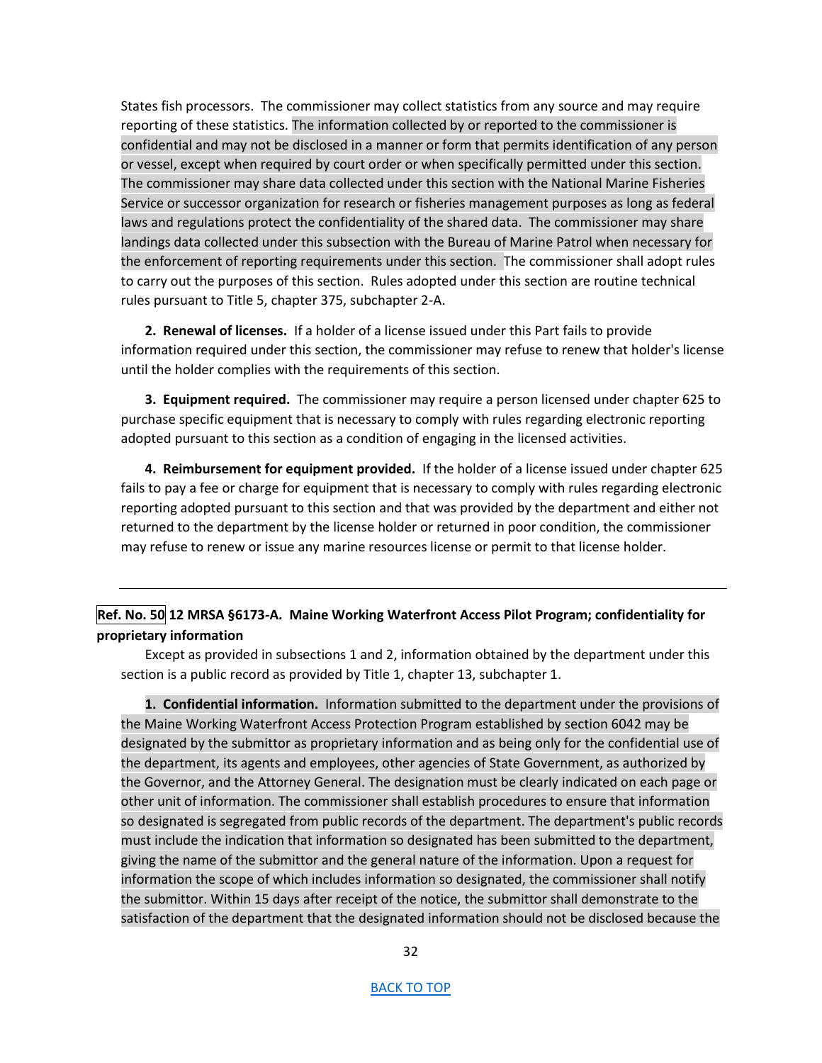States fish processors. The commissioner may collect statistics from any source and may require reporting of these statistics. The information collected by or reported to the commissioner is confidential and may not be disclosed in a manner or form that permits identification of any person or vessel, except when required by court order or when specifically permitted under this section. The commissioner may share data collected under this section with the National Marine Fisheries Service or successor organization for research or fisheries management purposes as long as federal laws and regulations protect the confidentiality of the shared data. The commissioner may share landings data collected under this subsection with the Bureau of Marine Patrol when necessary for the enforcement of reporting requirements under this section. The commissioner shall adopt rules to carry out the purposes of this section. Rules adopted under this section are routine technical rules pursuant to Title 5, chapter 375, subchapter 2-A.

**2. Renewal of licenses.** If a holder of a license issued under this Part fails to provide information required under this section, the commissioner may refuse to renew that holder's license until the holder complies with the requirements of this section.

**3. Equipment required.** The commissioner may require a person licensed under chapter 625 to purchase specific equipment that is necessary to comply with rules regarding electronic reporting adopted pursuant to this section as a condition of engaging in the licensed activities.

**4. Reimbursement for equipment provided.** If the holder of a license issued under chapter 625 fails to pay a fee or charge for equipment that is necessary to comply with rules regarding electronic reporting adopted pursuant to this section and that was provided by the department and either not returned to the department by the license holder or returned in poor condition, the commissioner may refuse to renew or issue any marine resources license or permit to that license holder.

---

**Ref. No. 50 12 MRSA §6173-A. Maine Working Waterfront Access Pilot Program; confidentiality for proprietary information**

Except as provided in subsections 1 and 2, information obtained by the department under this section is a public record as provided by Title 1, chapter 13, subchapter 1.

**1. Confidential information.** Information submitted to the department under the provisions of the Maine Working Waterfront Access Protection Program established by section 6042 may be designated by the submittor as proprietary information and as being only for the confidential use of the department, its agents and employees, other agencies of State Government, as authorized by the Governor, and the Attorney General. The designation must be clearly indicated on each page or other unit of information. The commissioner shall establish procedures to ensure that information so designated is segregated from public records of the department. The department's public records must include the indication that information so designated has been submitted to the department, giving the name of the submittor and the general nature of the information. Upon a request for information the scope of which includes information so designated, the commissioner shall notify the submittor. Within 15 days after receipt of the notice, the submittor shall demonstrate to the satisfaction of the department that the designated information should not be disclosed because the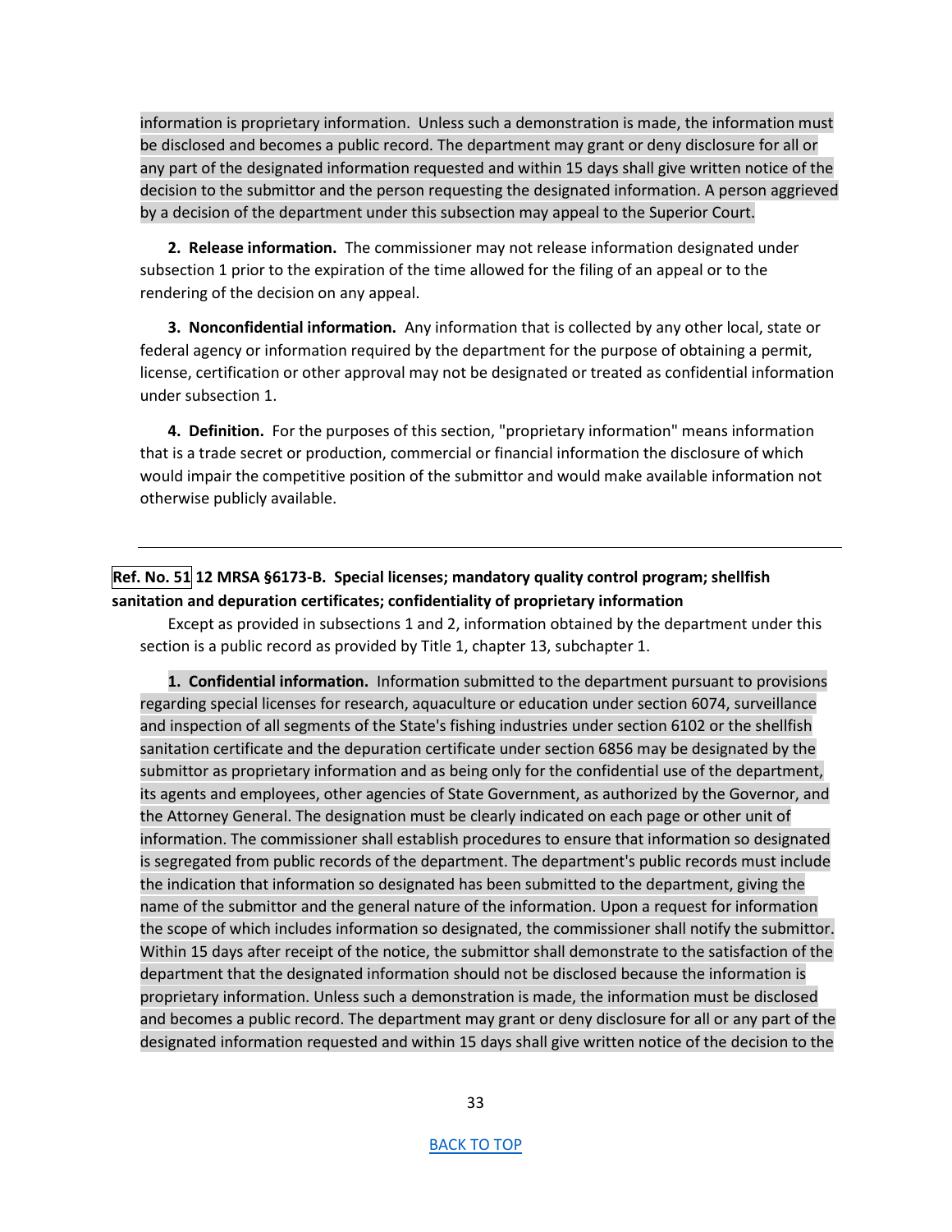information is proprietary information. Unless such a demonstration is made, the information must be disclosed and becomes a public record. The department may grant or deny disclosure for all or any part of the designated information requested and within 15 days shall give written notice of the decision to the submittor and the person requesting the designated information. A person aggrieved by a decision of the department under this subsection may appeal to the Superior Court.

**2. Release information.** The commissioner may not release information designated under subsection 1 prior to the expiration of the time allowed for the filing of an appeal or to the rendering of the decision on any appeal.

**3. Nonconfidential information.** Any information that is collected by any other local, state or federal agency or information required by the department for the purpose of obtaining a permit, license, certification or other approval may not be designated or treated as confidential information under subsection 1.

**4. Definition.** For the purposes of this section, "proprietary information" means information that is a trade secret or production, commercial or financial information the disclosure of which would impair the competitive position of the submittor and would make available information not otherwise publicly available.

---

**Ref. No. 51 12 MRSA §6173-B. Special licenses; mandatory quality control program; shellfish sanitation and depuration certificates; confidentiality of proprietary information**

Except as provided in subsections 1 and 2, information obtained by the department under this section is a public record as provided by Title 1, chapter 13, subchapter 1.

**1. Confidential information.** Information submitted to the department pursuant to provisions regarding special licenses for research, aquaculture or education under section 6074, surveillance and inspection of all segments of the State's fishing industries under section 6102 or the shellfish sanitation certificate and the depuration certificate under section 6856 may be designated by the submittor as proprietary information and as being only for the confidential use of the department, its agents and employees, other agencies of State Government, as authorized by the Governor, and the Attorney General. The designation must be clearly indicated on each page or other unit of information. The commissioner shall establish procedures to ensure that information so designated is segregated from public records of the department. The department's public records must include the indication that information so designated has been submitted to the department, giving the name of the submittor and the general nature of the information. Upon a request for information the scope of which includes information so designated, the commissioner shall notify the submittor. Within 15 days after receipt of the notice, the submittor shall demonstrate to the satisfaction of the department that the designated information should not be disclosed because the information is proprietary information. Unless such a demonstration is made, the information must be disclosed and becomes a public record. The department may grant or deny disclosure for all or any part of the designated information requested and within 15 days shall give written notice of the decision to the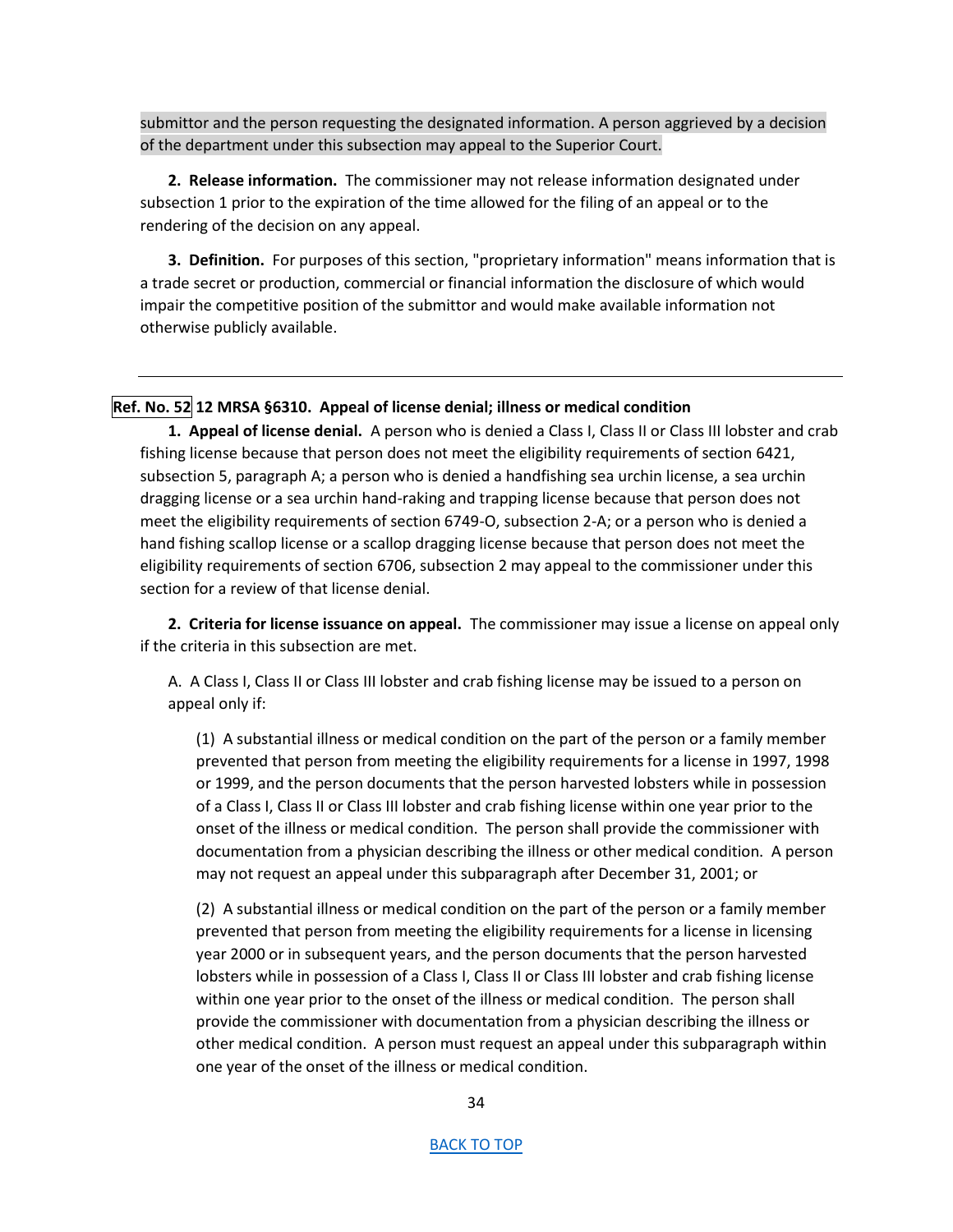submittor and the person requesting the designated information. A person aggrieved by a decision of the department under this subsection may appeal to the Superior Court.

**2. Release information.** The commissioner may not release information designated under subsection 1 prior to the expiration of the time allowed for the filing of an appeal or to the rendering of the decision on any appeal.

**3. Definition.** For purposes of this section, "proprietary information" means information that is a trade secret or production, commercial or financial information the disclosure of which would impair the competitive position of the submittor and would make available information not otherwise publicly available.

---

**Ref. No. 52 12 MRSA §6310. Appeal of license denial; illness or medical condition**

**1. Appeal of license denial.** A person who is denied a Class I, Class II or Class III lobster and crab fishing license because that person does not meet the eligibility requirements of section 6421, subsection 5, paragraph A; a person who is denied a handfishing sea urchin license, a sea urchin dragging license or a sea urchin hand-raking and trapping license because that person does not meet the eligibility requirements of section 6749-O, subsection 2-A; or a person who is denied a hand fishing scallop license or a scallop dragging license because that person does not meet the eligibility requirements of section 6706, subsection 2 may appeal to the commissioner under this section for a review of that license denial.

**2. Criteria for license issuance on appeal.** The commissioner may issue a license on appeal only if the criteria in this subsection are met.

A. A Class I, Class II or Class III lobster and crab fishing license may be issued to a person on appeal only if:

(1) A substantial illness or medical condition on the part of the person or a family member prevented that person from meeting the eligibility requirements for a license in 1997, 1998 or 1999, and the person documents that the person harvested lobsters while in possession of a Class I, Class II or Class III lobster and crab fishing license within one year prior to the onset of the illness or medical condition. The person shall provide the commissioner with documentation from a physician describing the illness or other medical condition. A person may not request an appeal under this subparagraph after December 31, 2001; or

(2) A substantial illness or medical condition on the part of the person or a family member prevented that person from meeting the eligibility requirements for a license in licensing year 2000 or in subsequent years, and the person documents that the person harvested lobsters while in possession of a Class I, Class II or Class III lobster and crab fishing license within one year prior to the onset of the illness or medical condition. The person shall provide the commissioner with documentation from a physician describing the illness or other medical condition. A person must request an appeal under this subparagraph within one year of the onset of the illness or medical condition.

BACK TO TOP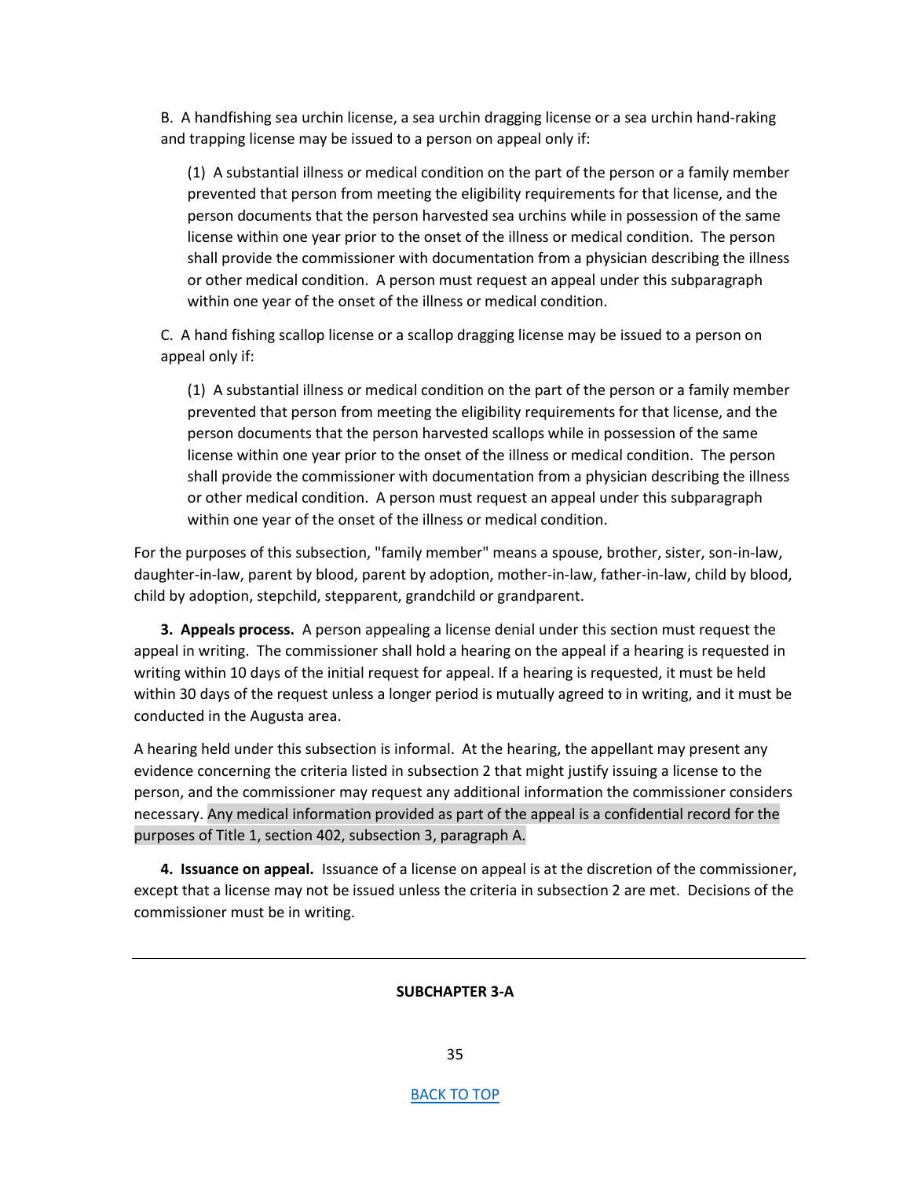B. A handfishing sea urchin license, a sea urchin dragging license or a sea urchin hand-raking and trapping license may be issued to a person on appeal only if:

(1) A substantial illness or medical condition on the part of the person or a family member prevented that person from meeting the eligibility requirements for that license, and the person documents that the person harvested sea urchins while in possession of the same license within one year prior to the onset of the illness or medical condition. The person shall provide the commissioner with documentation from a physician describing the illness or other medical condition. A person must request an appeal under this subparagraph within one year of the onset of the illness or medical condition.

C. A hand fishing scallop license or a scallop dragging license may be issued to a person on appeal only if:

(1) A substantial illness or medical condition on the part of the person or a family member prevented that person from meeting the eligibility requirements for that license, and the person documents that the person harvested scallops while in possession of the same license within one year prior to the onset of the illness or medical condition. The person shall provide the commissioner with documentation from a physician describing the illness or other medical condition. A person must request an appeal under this subparagraph within one year of the onset of the illness or medical condition.

For the purposes of this subsection, "family member" means a spouse, brother, sister, son-in-law, daughter-in-law, parent by blood, parent by adoption, mother-in-law, father-in-law, child by blood, child by adoption, stepchild, stepparent, grandchild or grandparent.

**3. Appeals process.** A person appealing a license denial under this section must request the appeal in writing. The commissioner shall hold a hearing on the appeal if a hearing is requested in writing within 10 days of the initial request for appeal. If a hearing is requested, it must be held within 30 days of the request unless a longer period is mutually agreed to in writing, and it must be conducted in the Augusta area.

A hearing held under this subsection is informal. At the hearing, the appellant may present any evidence concerning the criteria listed in subsection 2 that might justify issuing a license to the person, and the commissioner may request any additional information the commissioner considers necessary. Any medical information provided as part of the appeal is a confidential record for the purposes of Title 1, section 402, subsection 3, paragraph A.

**4. Issuance on appeal.** Issuance of a license on appeal is at the discretion of the commissioner, except that a license may not be issued unless the criteria in subsection 2 are met. Decisions of the commissioner must be in writing.

---

**SUBCHAPTER 3-A**

BACK TO TOP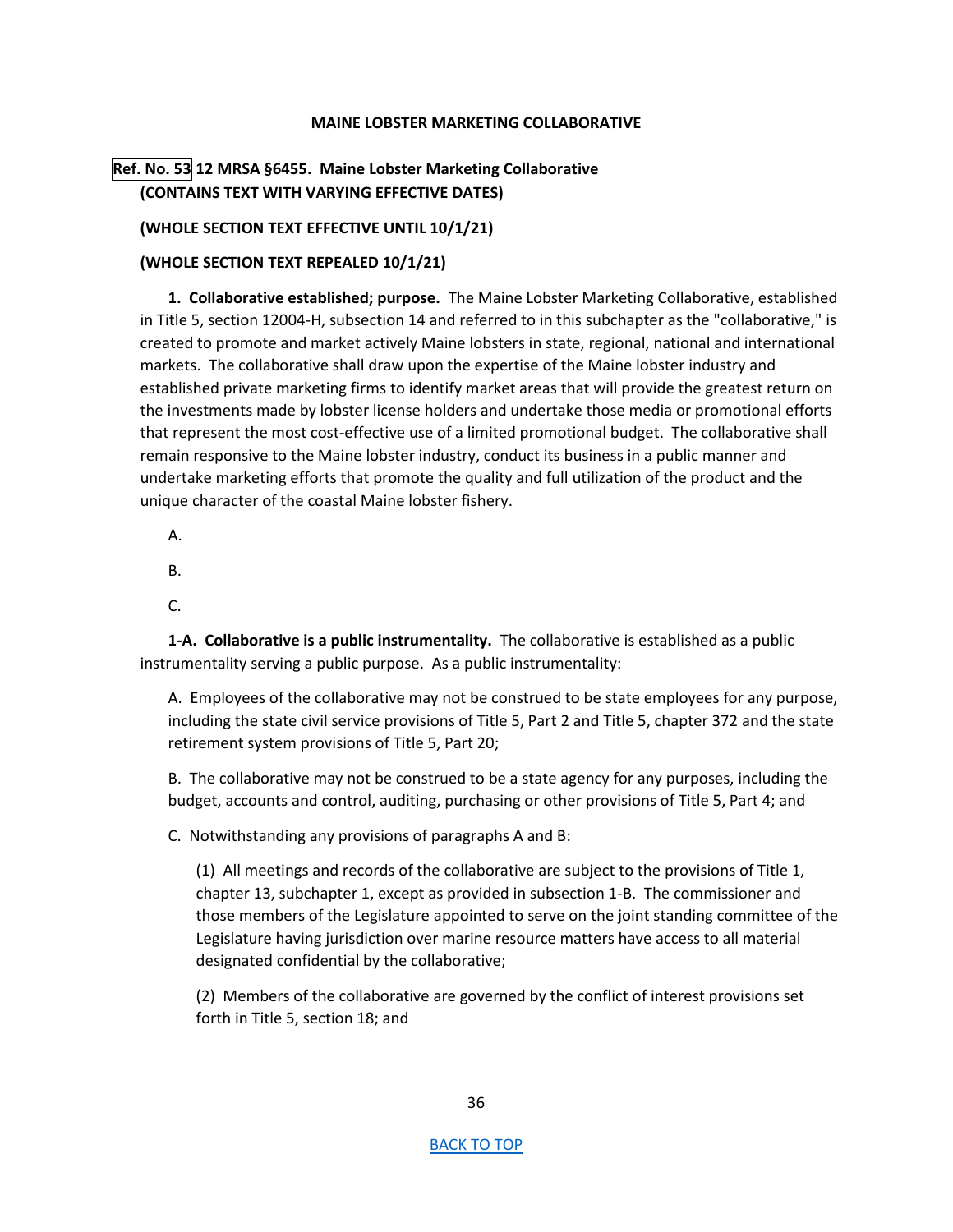**MAINE LOBSTER MARKETING COLLABORATIVE**

**Ref. No. 53 12 MRSA §6455. Maine Lobster Marketing Collaborative**
**(CONTAINS TEXT WITH VARYING EFFECTIVE DATES)**

**(WHOLE SECTION TEXT EFFECTIVE UNTIL 10/1/21)**

**(WHOLE SECTION TEXT REPEALED 10/1/21)**

**1. Collaborative established; purpose.** The Maine Lobster Marketing Collaborative, established in Title 5, section 12004-H, subsection 14 and referred to in this subchapter as the "collaborative," is created to promote and market actively Maine lobsters in state, regional, national and international markets. The collaborative shall draw upon the expertise of the Maine lobster industry and established private marketing firms to identify market areas that will provide the greatest return on the investments made by lobster license holders and undertake those media or promotional efforts that represent the most cost-effective use of a limited promotional budget. The collaborative shall remain responsive to the Maine lobster industry, conduct its business in a public manner and undertake marketing efforts that promote the quality and full utilization of the product and the unique character of the coastal Maine lobster fishery.

A.

B.

C.

**1-A. Collaborative is a public instrumentality.** The collaborative is established as a public instrumentality serving a public purpose. As a public instrumentality:

A. Employees of the collaborative may not be construed to be state employees for any purpose, including the state civil service provisions of Title 5, Part 2 and Title 5, chapter 372 and the state retirement system provisions of Title 5, Part 20;

B. The collaborative may not be construed to be a state agency for any purposes, including the budget, accounts and control, auditing, purchasing or other provisions of Title 5, Part 4; and

C. Notwithstanding any provisions of paragraphs A and B:

(1) All meetings and records of the collaborative are subject to the provisions of Title 1, chapter 13, subchapter 1, except as provided in subsection 1-B. The commissioner and those members of the Legislature appointed to serve on the joint standing committee of the Legislature having jurisdiction over marine resource matters have access to all material designated confidential by the collaborative;

(2) Members of the collaborative are governed by the conflict of interest provisions set forth in Title 5, section 18; and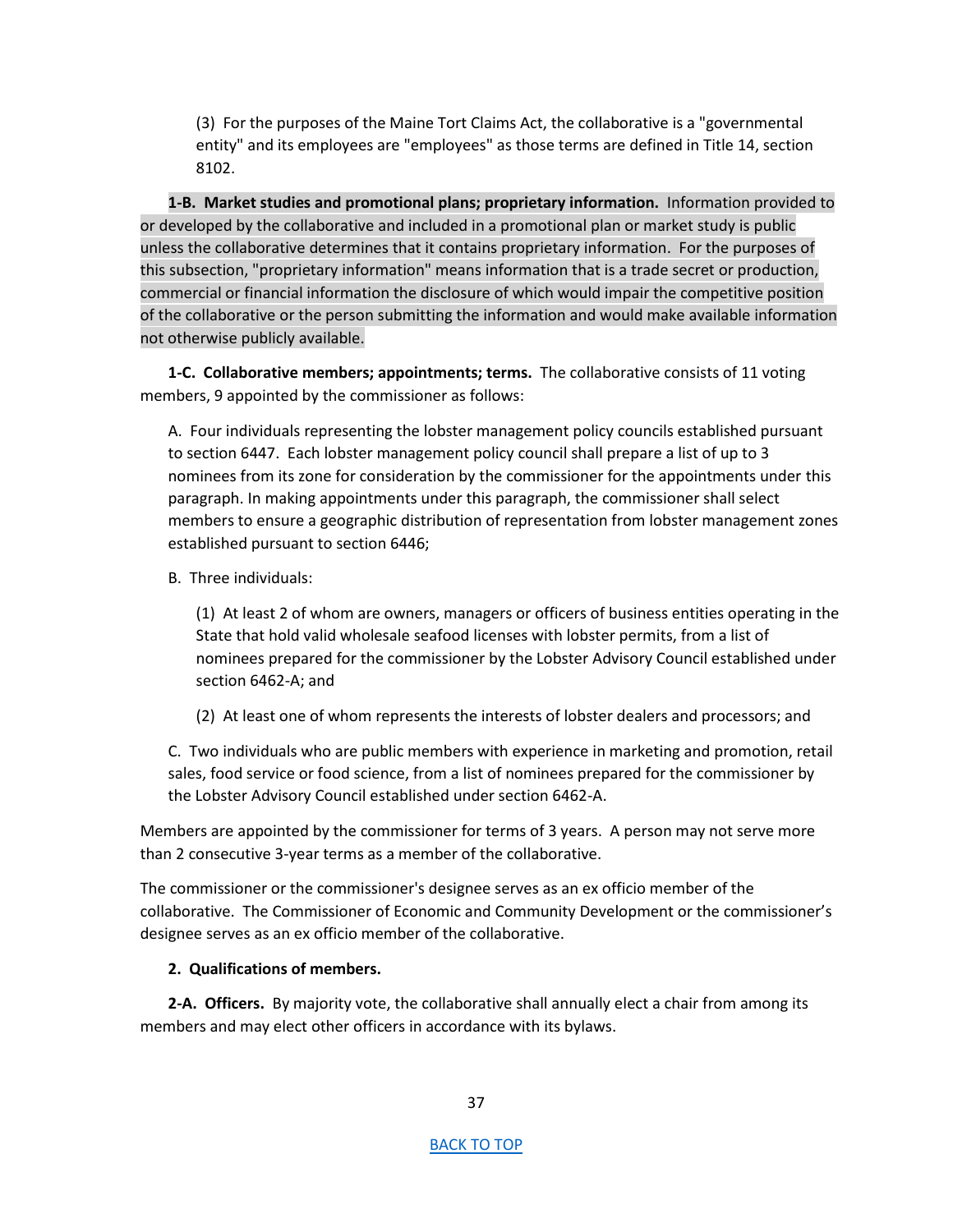(3) For the purposes of the Maine Tort Claims Act, the collaborative is a "governmental entity" and its employees are "employees" as those terms are defined in Title 14, section 8102.

**1-B. Market studies and promotional plans; proprietary information.** Information provided to or developed by the collaborative and included in a promotional plan or market study is public unless the collaborative determines that it contains proprietary information. For the purposes of this subsection, "proprietary information" means information that is a trade secret or production, commercial or financial information the disclosure of which would impair the competitive position of the collaborative or the person submitting the information and would make available information not otherwise publicly available.

**1-C. Collaborative members; appointments; terms.** The collaborative consists of 11 voting members, 9 appointed by the commissioner as follows:

A. Four individuals representing the lobster management policy councils established pursuant to section 6447. Each lobster management policy council shall prepare a list of up to 3 nominees from its zone for consideration by the commissioner for the appointments under this paragraph. In making appointments under this paragraph, the commissioner shall select members to ensure a geographic distribution of representation from lobster management zones established pursuant to section 6446;

B. Three individuals:

(1) At least 2 of whom are owners, managers or officers of business entities operating in the State that hold valid wholesale seafood licenses with lobster permits, from a list of nominees prepared for the commissioner by the Lobster Advisory Council established under section 6462-A; and

(2) At least one of whom represents the interests of lobster dealers and processors; and

C. Two individuals who are public members with experience in marketing and promotion, retail sales, food service or food science, from a list of nominees prepared for the commissioner by the Lobster Advisory Council established under section 6462-A.

Members are appointed by the commissioner for terms of 3 years. A person may not serve more than 2 consecutive 3-year terms as a member of the collaborative.

The commissioner or the commissioner's designee serves as an ex officio member of the collaborative. The Commissioner of Economic and Community Development or the commissioner's designee serves as an ex officio member of the collaborative.

**2. Qualifications of members.**

**2-A. Officers.** By majority vote, the collaborative shall annually elect a chair from among its members and may elect other officers in accordance with its bylaws.

BACK TO TOP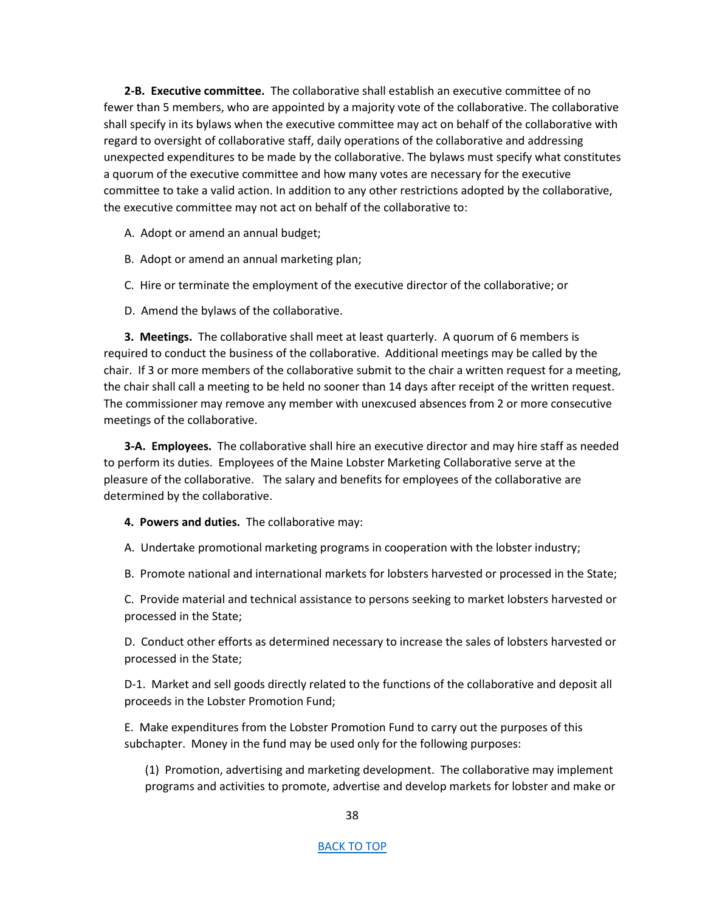**2-B. Executive committee.** The collaborative shall establish an executive committee of no fewer than 5 members, who are appointed by a majority vote of the collaborative. The collaborative shall specify in its bylaws when the executive committee may act on behalf of the collaborative with regard to oversight of collaborative staff, daily operations of the collaborative and addressing unexpected expenditures to be made by the collaborative. The bylaws must specify what constitutes a quorum of the executive committee and how many votes are necessary for the executive committee to take a valid action. In addition to any other restrictions adopted by the collaborative, the executive committee may not act on behalf of the collaborative to:

A. Adopt or amend an annual budget;

B. Adopt or amend an annual marketing plan;

C. Hire or terminate the employment of the executive director of the collaborative; or

D. Amend the bylaws of the collaborative.

**3. Meetings.** The collaborative shall meet at least quarterly. A quorum of 6 members is required to conduct the business of the collaborative. Additional meetings may be called by the chair. If 3 or more members of the collaborative submit to the chair a written request for a meeting, the chair shall call a meeting to be held no sooner than 14 days after receipt of the written request. The commissioner may remove any member with unexcused absences from 2 or more consecutive meetings of the collaborative.

**3-A. Employees.** The collaborative shall hire an executive director and may hire staff as needed to perform its duties. Employees of the Maine Lobster Marketing Collaborative serve at the pleasure of the collaborative. The salary and benefits for employees of the collaborative are determined by the collaborative.

**4. Powers and duties.** The collaborative may:

A. Undertake promotional marketing programs in cooperation with the lobster industry;

B. Promote national and international markets for lobsters harvested or processed in the State;

C. Provide material and technical assistance to persons seeking to market lobsters harvested or processed in the State;

D. Conduct other efforts as determined necessary to increase the sales of lobsters harvested or processed in the State;

D-1. Market and sell goods directly related to the functions of the collaborative and deposit all proceeds in the Lobster Promotion Fund;

E. Make expenditures from the Lobster Promotion Fund to carry out the purposes of this subchapter. Money in the fund may be used only for the following purposes:

(1) Promotion, advertising and marketing development. The collaborative may implement programs and activities to promote, advertise and develop markets for lobster and make or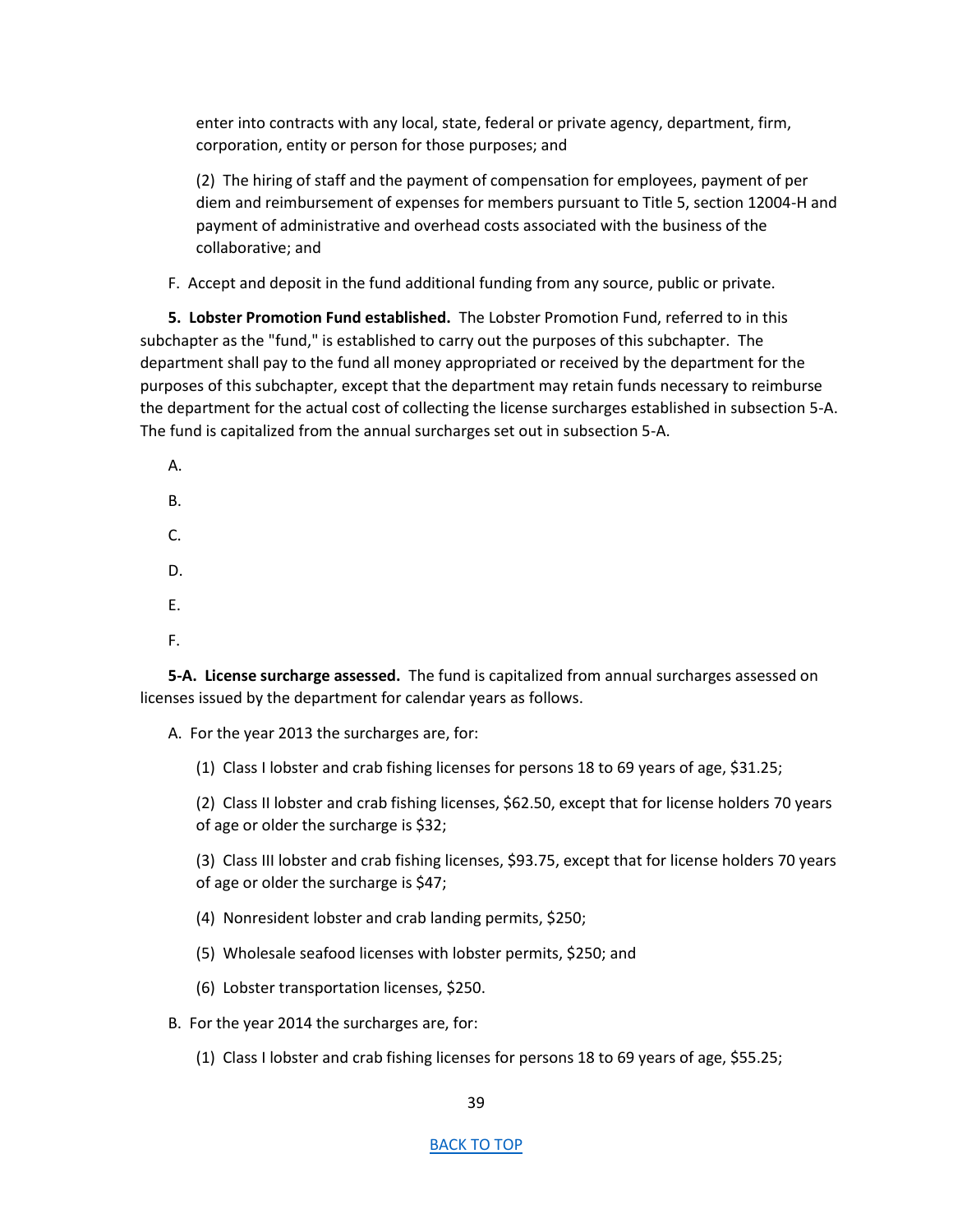enter into contracts with any local, state, federal or private agency, department, firm, corporation, entity or person for those purposes; and

(2) The hiring of staff and the payment of compensation for employees, payment of per diem and reimbursement of expenses for members pursuant to Title 5, section 12004-H and payment of administrative and overhead costs associated with the business of the collaborative; and

F. Accept and deposit in the fund additional funding from any source, public or private.

**5. Lobster Promotion Fund established.** The Lobster Promotion Fund, referred to in this subchapter as the "fund," is established to carry out the purposes of this subchapter. The department shall pay to the fund all money appropriated or received by the department for the purposes of this subchapter, except that the department may retain funds necessary to reimburse the department for the actual cost of collecting the license surcharges established in subsection 5-A. The fund is capitalized from the annual surcharges set out in subsection 5-A.

A.

B.

C.

D.

E.

F.

**5-A. License surcharge assessed.** The fund is capitalized from annual surcharges assessed on licenses issued by the department for calendar years as follows.

A. For the year 2013 the surcharges are, for:

(1) Class I lobster and crab fishing licenses for persons 18 to 69 years of age, $31.25;

(2) Class II lobster and crab fishing licenses, $62.50, except that for license holders 70 years of age or older the surcharge is $32;

(3) Class III lobster and crab fishing licenses, $93.75, except that for license holders 70 years of age or older the surcharge is $47;

(4) Nonresident lobster and crab landing permits, $250;

(5) Wholesale seafood licenses with lobster permits, $250; and

(6) Lobster transportation licenses, $250.

B. For the year 2014 the surcharges are, for:

(1) Class I lobster and crab fishing licenses for persons 18 to 69 years of age, $55.25;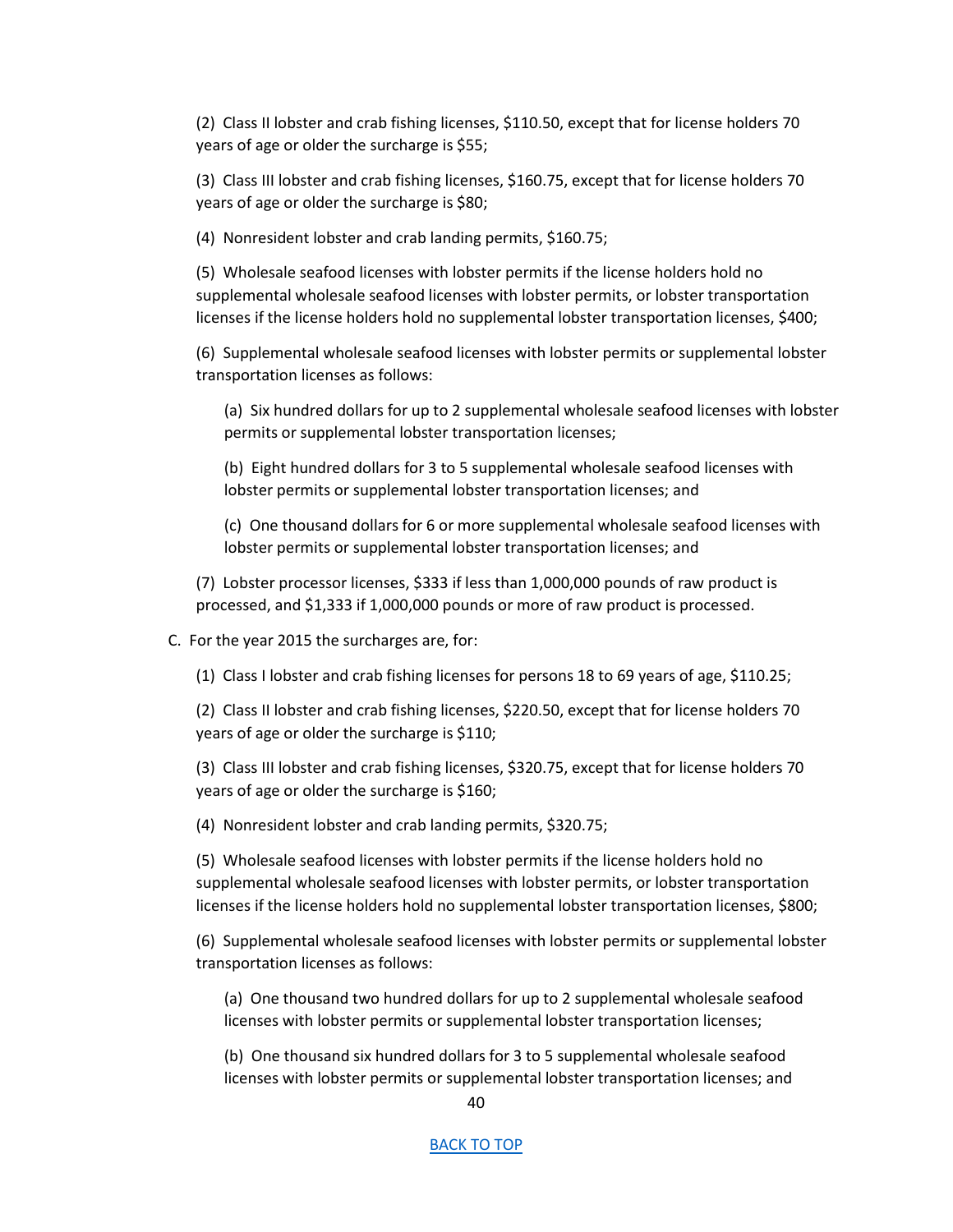(2) Class II lobster and crab fishing licenses, $110.50, except that for license holders 70 years of age or older the surcharge is $55;

(3) Class III lobster and crab fishing licenses, $160.75, except that for license holders 70 years of age or older the surcharge is $80;

(4) Nonresident lobster and crab landing permits, $160.75;

(5) Wholesale seafood licenses with lobster permits if the license holders hold no supplemental wholesale seafood licenses with lobster permits, or lobster transportation licenses if the license holders hold no supplemental lobster transportation licenses, $400;

(6) Supplemental wholesale seafood licenses with lobster permits or supplemental lobster transportation licenses as follows:

(a) Six hundred dollars for up to 2 supplemental wholesale seafood licenses with lobster permits or supplemental lobster transportation licenses;

(b) Eight hundred dollars for 3 to 5 supplemental wholesale seafood licenses with lobster permits or supplemental lobster transportation licenses; and

(c) One thousand dollars for 6 or more supplemental wholesale seafood licenses with lobster permits or supplemental lobster transportation licenses; and

(7) Lobster processor licenses, $333 if less than 1,000,000 pounds of raw product is processed, and $1,333 if 1,000,000 pounds or more of raw product is processed.

C. For the year 2015 the surcharges are, for:

(1) Class I lobster and crab fishing licenses for persons 18 to 69 years of age, $110.25;

(2) Class II lobster and crab fishing licenses, $220.50, except that for license holders 70 years of age or older the surcharge is $110;

(3) Class III lobster and crab fishing licenses, $320.75, except that for license holders 70 years of age or older the surcharge is $160;

(4) Nonresident lobster and crab landing permits, $320.75;

(5) Wholesale seafood licenses with lobster permits if the license holders hold no supplemental wholesale seafood licenses with lobster permits, or lobster transportation licenses if the license holders hold no supplemental lobster transportation licenses, $800;

(6) Supplemental wholesale seafood licenses with lobster permits or supplemental lobster transportation licenses as follows:

(a) One thousand two hundred dollars for up to 2 supplemental wholesale seafood licenses with lobster permits or supplemental lobster transportation licenses;

(b) One thousand six hundred dollars for 3 to 5 supplemental wholesale seafood licenses with lobster permits or supplemental lobster transportation licenses; and

[BACK TO TOP]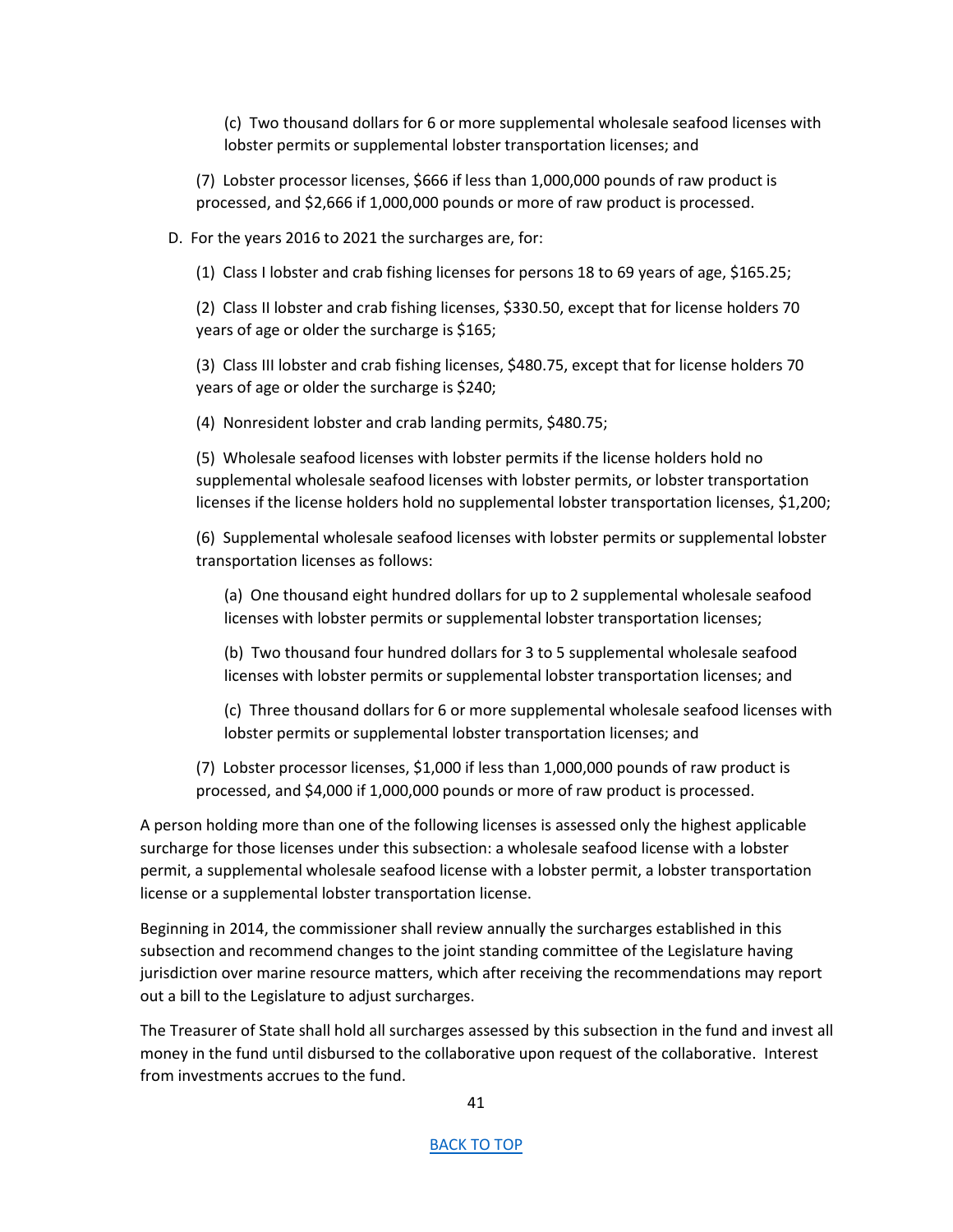(c) Two thousand dollars for 6 or more supplemental wholesale seafood licenses with lobster permits or supplemental lobster transportation licenses; and

(7) Lobster processor licenses, $666 if less than 1,000,000 pounds of raw product is processed, and $2,666 if 1,000,000 pounds or more of raw product is processed.

D. For the years 2016 to 2021 the surcharges are, for:

(1) Class I lobster and crab fishing licenses for persons 18 to 69 years of age, $165.25;

(2) Class II lobster and crab fishing licenses, $330.50, except that for license holders 70 years of age or older the surcharge is $165;

(3) Class III lobster and crab fishing licenses, $480.75, except that for license holders 70 years of age or older the surcharge is $240;

(4) Nonresident lobster and crab landing permits, $480.75;

(5) Wholesale seafood licenses with lobster permits if the license holders hold no supplemental wholesale seafood licenses with lobster permits, or lobster transportation licenses if the license holders hold no supplemental lobster transportation licenses, $1,200;

(6) Supplemental wholesale seafood licenses with lobster permits or supplemental lobster transportation licenses as follows:

(a) One thousand eight hundred dollars for up to 2 supplemental wholesale seafood licenses with lobster permits or supplemental lobster transportation licenses;

(b) Two thousand four hundred dollars for 3 to 5 supplemental wholesale seafood licenses with lobster permits or supplemental lobster transportation licenses; and

(c) Three thousand dollars for 6 or more supplemental wholesale seafood licenses with lobster permits or supplemental lobster transportation licenses; and

(7) Lobster processor licenses, $1,000 if less than 1,000,000 pounds of raw product is processed, and $4,000 if 1,000,000 pounds or more of raw product is processed.

A person holding more than one of the following licenses is assessed only the highest applicable surcharge for those licenses under this subsection: a wholesale seafood license with a lobster permit, a supplemental wholesale seafood license with a lobster permit, a lobster transportation license or a supplemental lobster transportation license.

Beginning in 2014, the commissioner shall review annually the surcharges established in this subsection and recommend changes to the joint standing committee of the Legislature having jurisdiction over marine resource matters, which after receiving the recommendations may report out a bill to the Legislature to adjust surcharges.

The Treasurer of State shall hold all surcharges assessed by this subsection in the fund and invest all money in the fund until disbursed to the collaborative upon request of the collaborative. Interest from investments accrues to the fund.

BACK TO TOP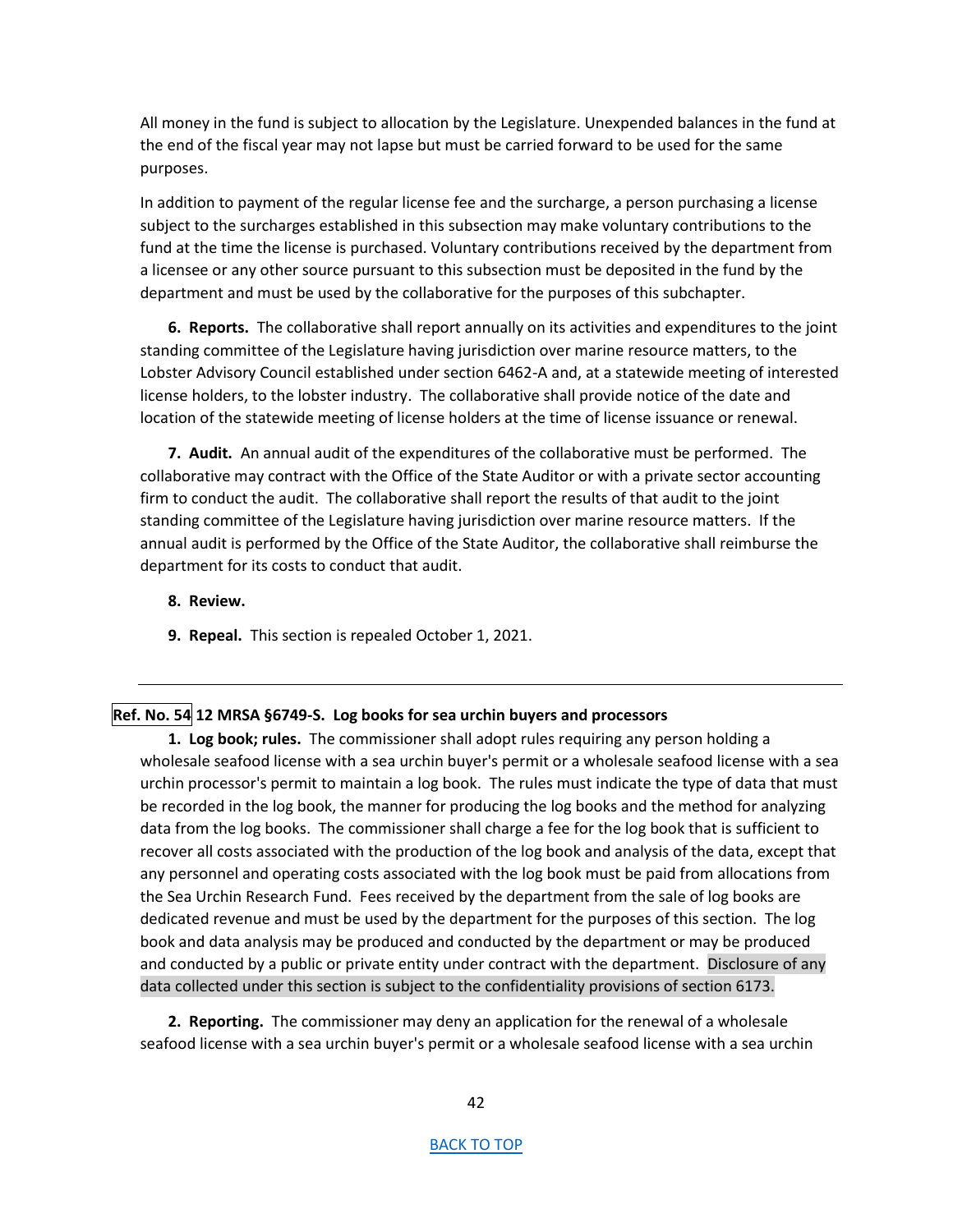All money in the fund is subject to allocation by the Legislature. Unexpended balances in the fund at the end of the fiscal year may not lapse but must be carried forward to be used for the same purposes.

In addition to payment of the regular license fee and the surcharge, a person purchasing a license subject to the surcharges established in this subsection may make voluntary contributions to the fund at the time the license is purchased. Voluntary contributions received by the department from a licensee or any other source pursuant to this subsection must be deposited in the fund by the department and must be used by the collaborative for the purposes of this subchapter.

**6. Reports.** The collaborative shall report annually on its activities and expenditures to the joint standing committee of the Legislature having jurisdiction over marine resource matters, to the Lobster Advisory Council established under section 6462-A and, at a statewide meeting of interested license holders, to the lobster industry. The collaborative shall provide notice of the date and location of the statewide meeting of license holders at the time of license issuance or renewal.

**7. Audit.** An annual audit of the expenditures of the collaborative must be performed. The collaborative may contract with the Office of the State Auditor or with a private sector accounting firm to conduct the audit. The collaborative shall report the results of that audit to the joint standing committee of the Legislature having jurisdiction over marine resource matters. If the annual audit is performed by the Office of the State Auditor, the collaborative shall reimburse the department for its costs to conduct that audit.

**8. Review.**

**9. Repeal.** This section is repealed October 1, 2021.

---

**Ref. No. 54 12 MRSA §6749-S. Log books for sea urchin buyers and processors**

**1. Log book; rules.** The commissioner shall adopt rules requiring any person holding a wholesale seafood license with a sea urchin buyer's permit or a wholesale seafood license with a sea urchin processor's permit to maintain a log book. The rules must indicate the type of data that must be recorded in the log book, the manner for producing the log books and the method for analyzing data from the log books. The commissioner shall charge a fee for the log book that is sufficient to recover all costs associated with the production of the log book and analysis of the data, except that any personnel and operating costs associated with the log book must be paid from allocations from the Sea Urchin Research Fund. Fees received by the department from the sale of log books are dedicated revenue and must be used by the department for the purposes of this section. The log book and data analysis may be produced and conducted by the department or may be produced and conducted by a public or private entity under contract with the department. Disclosure of any data collected under this section is subject to the confidentiality provisions of section 6173.

**2. Reporting.** The commissioner may deny an application for the renewal of a wholesale seafood license with a sea urchin buyer's permit or a wholesale seafood license with a sea urchin

[BACK TO TOP]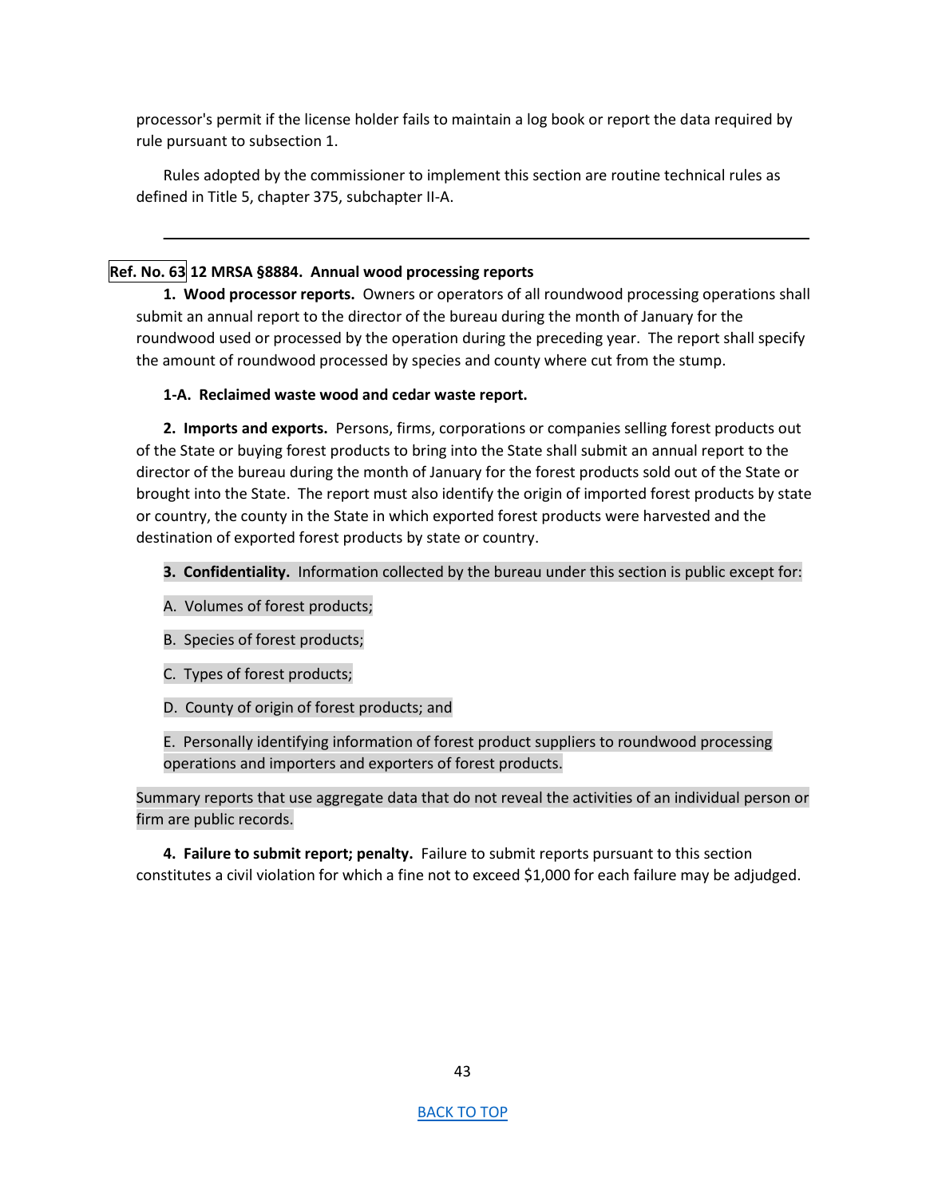processor's permit if the license holder fails to maintain a log book or report the data required by rule pursuant to subsection 1.

Rules adopted by the commissioner to implement this section are routine technical rules as defined in Title 5, chapter 375, subchapter II-A.

---

**Ref. No. 63 12 MRSA §8884. Annual wood processing reports**

**1. Wood processor reports.** Owners or operators of all roundwood processing operations shall submit an annual report to the director of the bureau during the month of January for the roundwood used or processed by the operation during the preceding year. The report shall specify the amount of roundwood processed by species and county where cut from the stump.

**1-A. Reclaimed waste wood and cedar waste report.**

**2. Imports and exports.** Persons, firms, corporations or companies selling forest products out of the State or buying forest products to bring into the State shall submit an annual report to the director of the bureau during the month of January for the forest products sold out of the State or brought into the State. The report must also identify the origin of imported forest products by state or country, the county in the State in which exported forest products were harvested and the destination of exported forest products by state or country.

**3. Confidentiality.** Information collected by the bureau under this section is public except for:

A. Volumes of forest products;

B. Species of forest products;

C. Types of forest products;

D. County of origin of forest products; and

E. Personally identifying information of forest product suppliers to roundwood processing operations and importers and exporters of forest products.

Summary reports that use aggregate data that do not reveal the activities of an individual person or firm are public records.

**4. Failure to submit report; penalty.** Failure to submit reports pursuant to this section constitutes a civil violation for which a fine not to exceed $1,000 for each failure may be adjudged.

BACK TO TOP